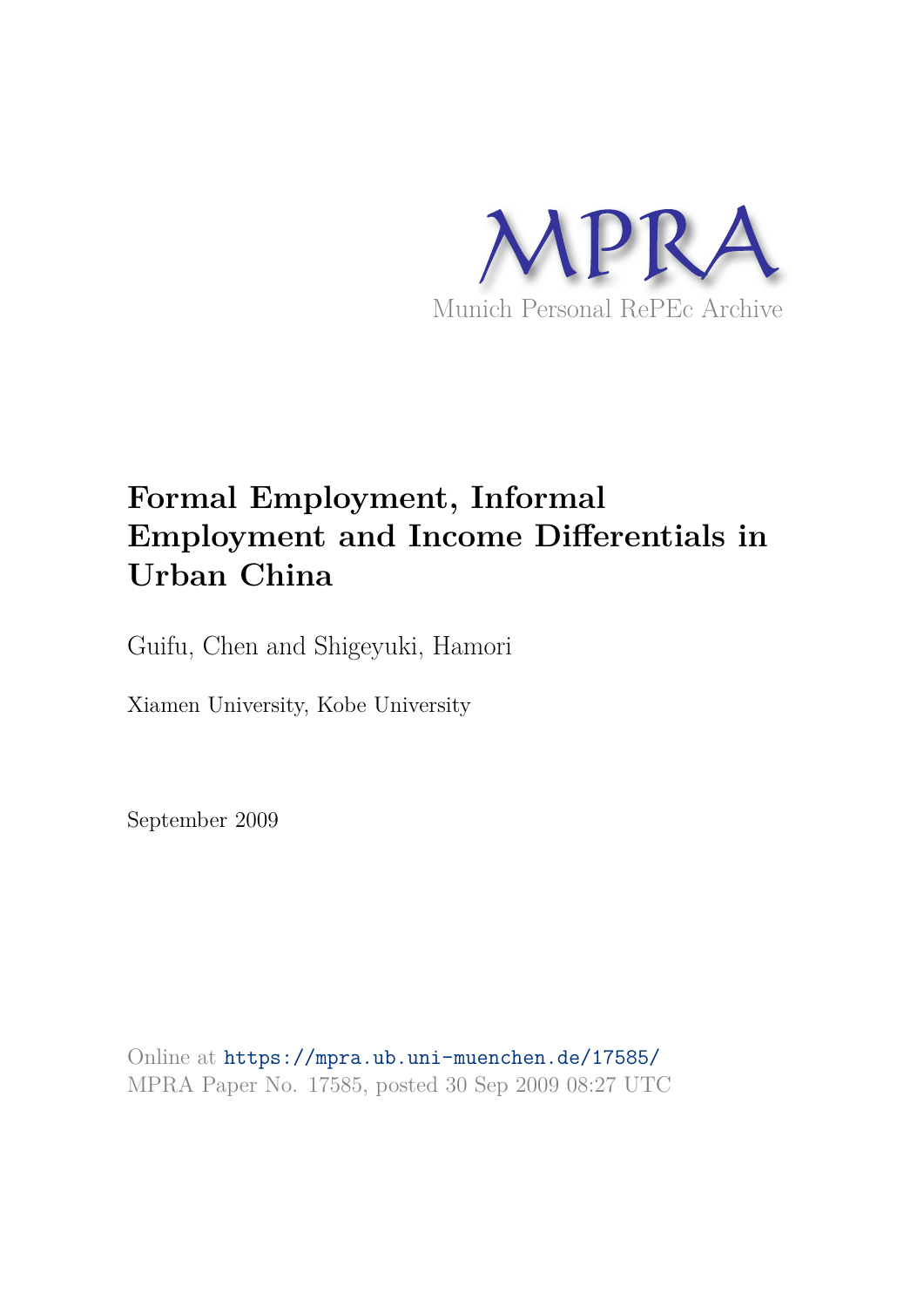MPRA

Munich Personal RePEc Archive

# Formal Employment, Informal Employment and Income Differentials in Urban China

Guifu, Chen and Shigeyuki, Hamori

Xiamen University, Kobe University

September 2009

Online at https://mpra.ub.uni-muenchen.de/17585/
MPRA Paper No. 17585, posted 30 Sep 2009 08:27 UTC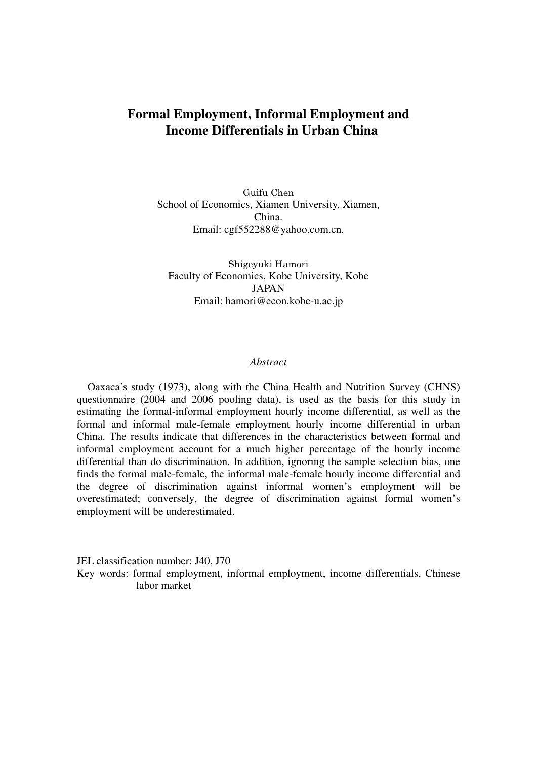# Formal Employment, Informal Employment and Income Differentials in Urban China

Guifu Chen
School of Economics, Xiamen University, Xiamen, China.
Email: cgf552288@yahoo.com.cn.

Shigeyuki Hamori
Faculty of Economics, Kobe University, Kobe
JAPAN
Email: hamori@econ.kobe-u.ac.jp

*Abstract*

Oaxaca's study (1973), along with the China Health and Nutrition Survey (CHNS) questionnaire (2004 and 2006 pooling data), is used as the basis for this study in estimating the formal-informal employment hourly income differential, as well as the formal and informal male-female employment hourly income differential in urban China. The results indicate that differences in the characteristics between formal and informal employment account for a much higher percentage of the hourly income differential than do discrimination. In addition, ignoring the sample selection bias, one finds the formal male-female, the informal male-female hourly income differential and the degree of discrimination against informal women's employment will be overestimated; conversely, the degree of discrimination against formal women's employment will be underestimated.

JEL classification number: J40, J70

Key words: formal employment, informal employment, income differentials, Chinese labor market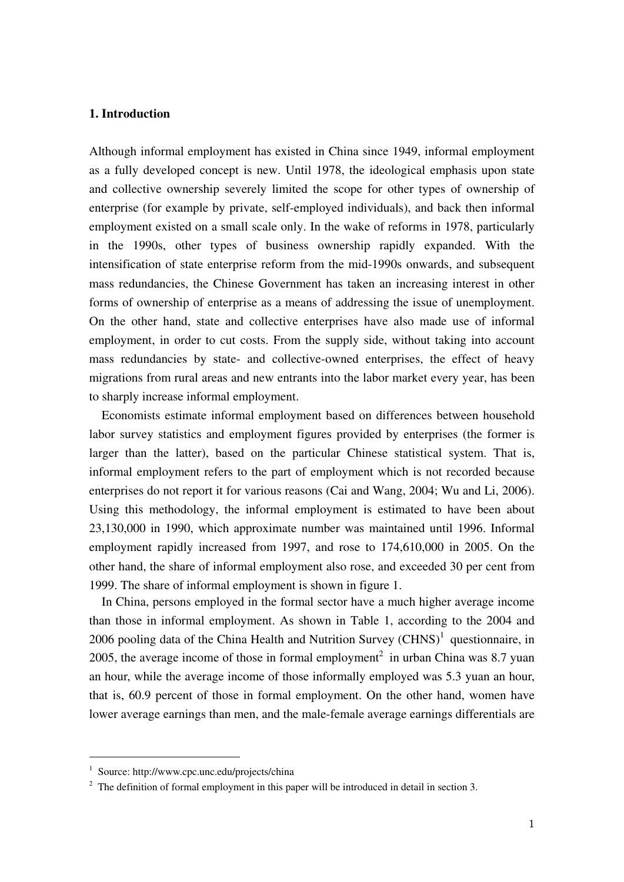## 1. Introduction

Although informal employment has existed in China since 1949, informal employment as a fully developed concept is new. Until 1978, the ideological emphasis upon state and collective ownership severely limited the scope for other types of ownership of enterprise (for example by private, self-employed individuals), and back then informal employment existed on a small scale only. In the wake of reforms in 1978, particularly in the 1990s, other types of business ownership rapidly expanded. With the intensification of state enterprise reform from the mid-1990s onwards, and subsequent mass redundancies, the Chinese Government has taken an increasing interest in other forms of ownership of enterprise as a means of addressing the issue of unemployment. On the other hand, state and collective enterprises have also made use of informal employment, in order to cut costs. From the supply side, without taking into account mass redundancies by state- and collective-owned enterprises, the effect of heavy migrations from rural areas and new entrants into the labor market every year, has been to sharply increase informal employment.

Economists estimate informal employment based on differences between household labor survey statistics and employment figures provided by enterprises (the former is larger than the latter), based on the particular Chinese statistical system. That is, informal employment refers to the part of employment which is not recorded because enterprises do not report it for various reasons (Cai and Wang, 2004; Wu and Li, 2006). Using this methodology, the informal employment is estimated to have been about 23,130,000 in 1990, which approximate number was maintained until 1996. Informal employment rapidly increased from 1997, and rose to 174,610,000 in 2005. On the other hand, the share of informal employment also rose, and exceeded 30 per cent from 1999. The share of informal employment is shown in figure 1.

In China, persons employed in the formal sector have a much higher average income than those in informal employment. As shown in Table 1, according to the 2004 and 2006 pooling data of the China Health and Nutrition Survey (CHNS)[1] questionnaire, in 2005, the average income of those in formal employment[2] in urban China was 8.7 yuan an hour, while the average income of those informally employed was 5.3 yuan an hour, that is, 60.9 percent of those in formal employment. On the other hand, women have lower average earnings than men, and the male-female average earnings differentials are

[1] Source: http://www.cpc.unc.edu/projects/china

[2] The definition of formal employment in this paper will be introduced in detail in section 3.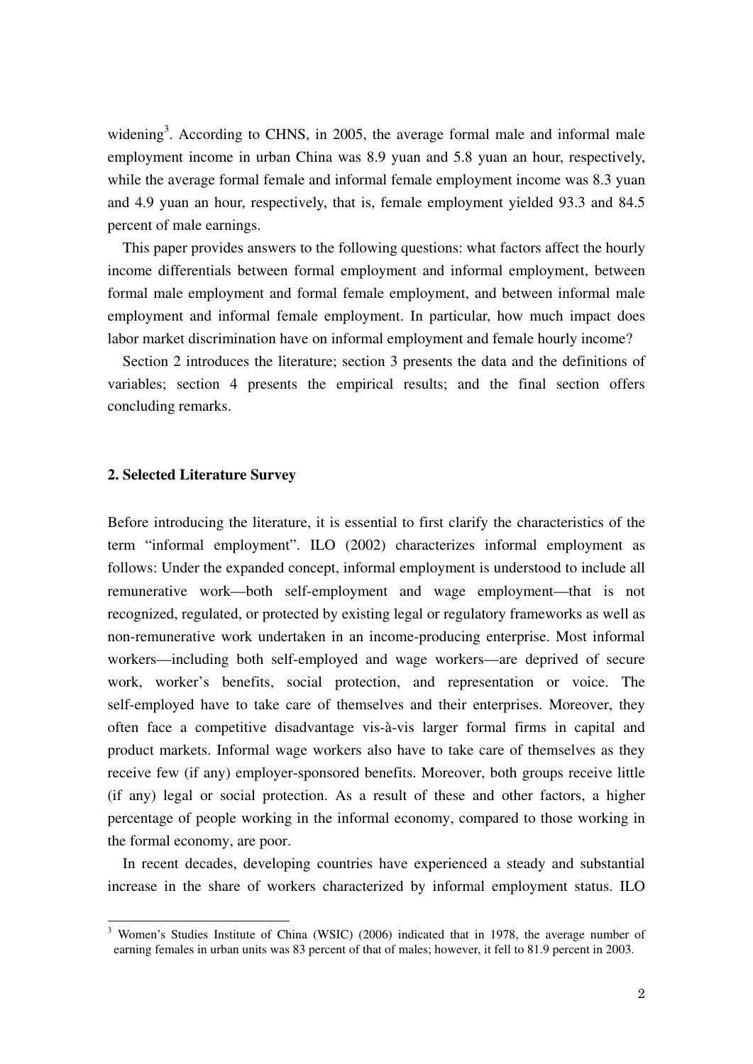widening[3]. According to CHNS, in 2005, the average formal male and informal male employment income in urban China was 8.9 yuan and 5.8 yuan an hour, respectively, while the average formal female and informal female employment income was 8.3 yuan and 4.9 yuan an hour, respectively, that is, female employment yielded 93.3 and 84.5 percent of male earnings.

This paper provides answers to the following questions: what factors affect the hourly income differentials between formal employment and informal employment, between formal male employment and formal female employment, and between informal male employment and informal female employment. In particular, how much impact does labor market discrimination have on informal employment and female hourly income?

Section 2 introduces the literature; section 3 presents the data and the definitions of variables; section 4 presents the empirical results; and the final section offers concluding remarks.

## 2. Selected Literature Survey

Before introducing the literature, it is essential to first clarify the characteristics of the term "informal employment". ILO (2002) characterizes informal employment as follows: Under the expanded concept, informal employment is understood to include all remunerative work—both self-employment and wage employment—that is not recognized, regulated, or protected by existing legal or regulatory frameworks as well as non-remunerative work undertaken in an income-producing enterprise. Most informal workers—including both self-employed and wage workers—are deprived of secure work, worker's benefits, social protection, and representation or voice. The self-employed have to take care of themselves and their enterprises. Moreover, they often face a competitive disadvantage vis-à-vis larger formal firms in capital and product markets. Informal wage workers also have to take care of themselves as they receive few (if any) employer-sponsored benefits. Moreover, both groups receive little (if any) legal or social protection. As a result of these and other factors, a higher percentage of people working in the informal economy, compared to those working in the formal economy, are poor.

In recent decades, developing countries have experienced a steady and substantial increase in the share of workers characterized by informal employment status. ILO

[3] Women's Studies Institute of China (WSIC) (2006) indicated that in 1978, the average number of earning females in urban units was 83 percent of that of males; however, it fell to 81.9 percent in 2003.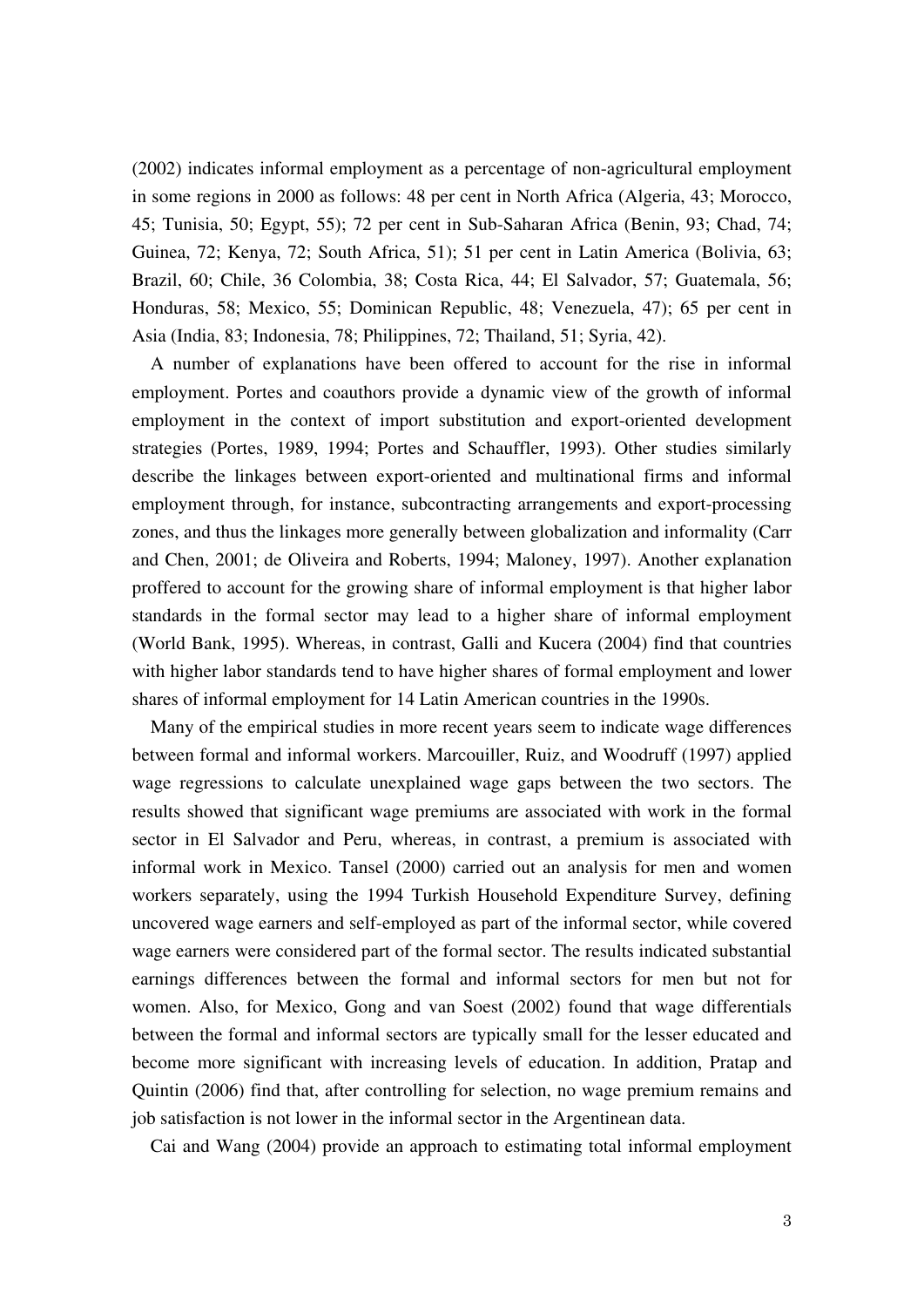(2002) indicates informal employment as a percentage of non-agricultural employment in some regions in 2000 as follows: 48 per cent in North Africa (Algeria, 43; Morocco, 45; Tunisia, 50; Egypt, 55); 72 per cent in Sub-Saharan Africa (Benin, 93; Chad, 74; Guinea, 72; Kenya, 72; South Africa, 51); 51 per cent in Latin America (Bolivia, 63; Brazil, 60; Chile, 36 Colombia, 38; Costa Rica, 44; El Salvador, 57; Guatemala, 56; Honduras, 58; Mexico, 55; Dominican Republic, 48; Venezuela, 47); 65 per cent in Asia (India, 83; Indonesia, 78; Philippines, 72; Thailand, 51; Syria, 42).

A number of explanations have been offered to account for the rise in informal employment. Portes and coauthors provide a dynamic view of the growth of informal employment in the context of import substitution and export-oriented development strategies (Portes, 1989, 1994; Portes and Schauffler, 1993). Other studies similarly describe the linkages between export-oriented and multinational firms and informal employment through, for instance, subcontracting arrangements and export-processing zones, and thus the linkages more generally between globalization and informality (Carr and Chen, 2001; de Oliveira and Roberts, 1994; Maloney, 1997). Another explanation proffered to account for the growing share of informal employment is that higher labor standards in the formal sector may lead to a higher share of informal employment (World Bank, 1995). Whereas, in contrast, Galli and Kucera (2004) find that countries with higher labor standards tend to have higher shares of formal employment and lower shares of informal employment for 14 Latin American countries in the 1990s.

Many of the empirical studies in more recent years seem to indicate wage differences between formal and informal workers. Marcouiller, Ruiz, and Woodruff (1997) applied wage regressions to calculate unexplained wage gaps between the two sectors. The results showed that significant wage premiums are associated with work in the formal sector in El Salvador and Peru, whereas, in contrast, a premium is associated with informal work in Mexico. Tansel (2000) carried out an analysis for men and women workers separately, using the 1994 Turkish Household Expenditure Survey, defining uncovered wage earners and self-employed as part of the informal sector, while covered wage earners were considered part of the formal sector. The results indicated substantial earnings differences between the formal and informal sectors for men but not for women. Also, for Mexico, Gong and van Soest (2002) found that wage differentials between the formal and informal sectors are typically small for the lesser educated and become more significant with increasing levels of education. In addition, Pratap and Quintin (2006) find that, after controlling for selection, no wage premium remains and job satisfaction is not lower in the informal sector in the Argentinean data.

Cai and Wang (2004) provide an approach to estimating total informal employment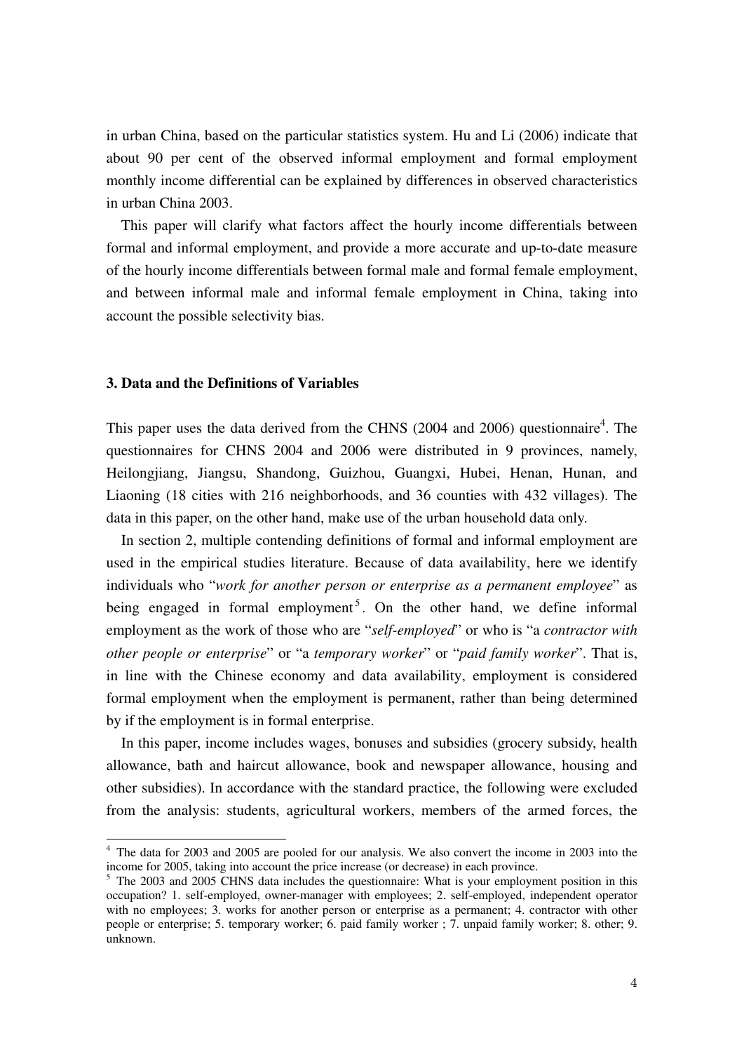in urban China, based on the particular statistics system. Hu and Li (2006) indicate that about 90 per cent of the observed informal employment and formal employment monthly income differential can be explained by differences in observed characteristics in urban China 2003.

This paper will clarify what factors affect the hourly income differentials between formal and informal employment, and provide a more accurate and up-to-date measure of the hourly income differentials between formal male and formal female employment, and between informal male and informal female employment in China, taking into account the possible selectivity bias.

### 3. Data and the Definitions of Variables

This paper uses the data derived from the CHNS (2004 and 2006) questionnaire[4]. The questionnaires for CHNS 2004 and 2006 were distributed in 9 provinces, namely, Heilongjiang, Jiangsu, Shandong, Guizhou, Guangxi, Hubei, Henan, Hunan, and Liaoning (18 cities with 216 neighborhoods, and 36 counties with 432 villages). The data in this paper, on the other hand, make use of the urban household data only.

In section 2, multiple contending definitions of formal and informal employment are used in the empirical studies literature. Because of data availability, here we identify individuals who "*work for another person or enterprise as a permanent employee*" as being engaged in formal employment[5]. On the other hand, we define informal employment as the work of those who are "*self-employed*" or who is "a *contractor with other people or enterprise*" or "a *temporary worker*" or "*paid family worker*". That is, in line with the Chinese economy and data availability, employment is considered formal employment when the employment is permanent, rather than being determined by if the employment is in formal enterprise.

In this paper, income includes wages, bonuses and subsidies (grocery subsidy, health allowance, bath and haircut allowance, book and newspaper allowance, housing and other subsidies). In accordance with the standard practice, the following were excluded from the analysis: students, agricultural workers, members of the armed forces, the

---

[4] The data for 2003 and 2005 are pooled for our analysis. We also convert the income in 2003 into the income for 2005, taking into account the price increase (or decrease) in each province.

[5] The 2003 and 2005 CHNS data includes the questionnaire: What is your employment position in this occupation? 1. self-employed, owner-manager with employees; 2. self-employed, independent operator with no employees; 3. works for another person or enterprise as a permanent; 4. contractor with other people or enterprise; 5. temporary worker; 6. paid family worker ; 7. unpaid family worker; 8. other; 9. unknown.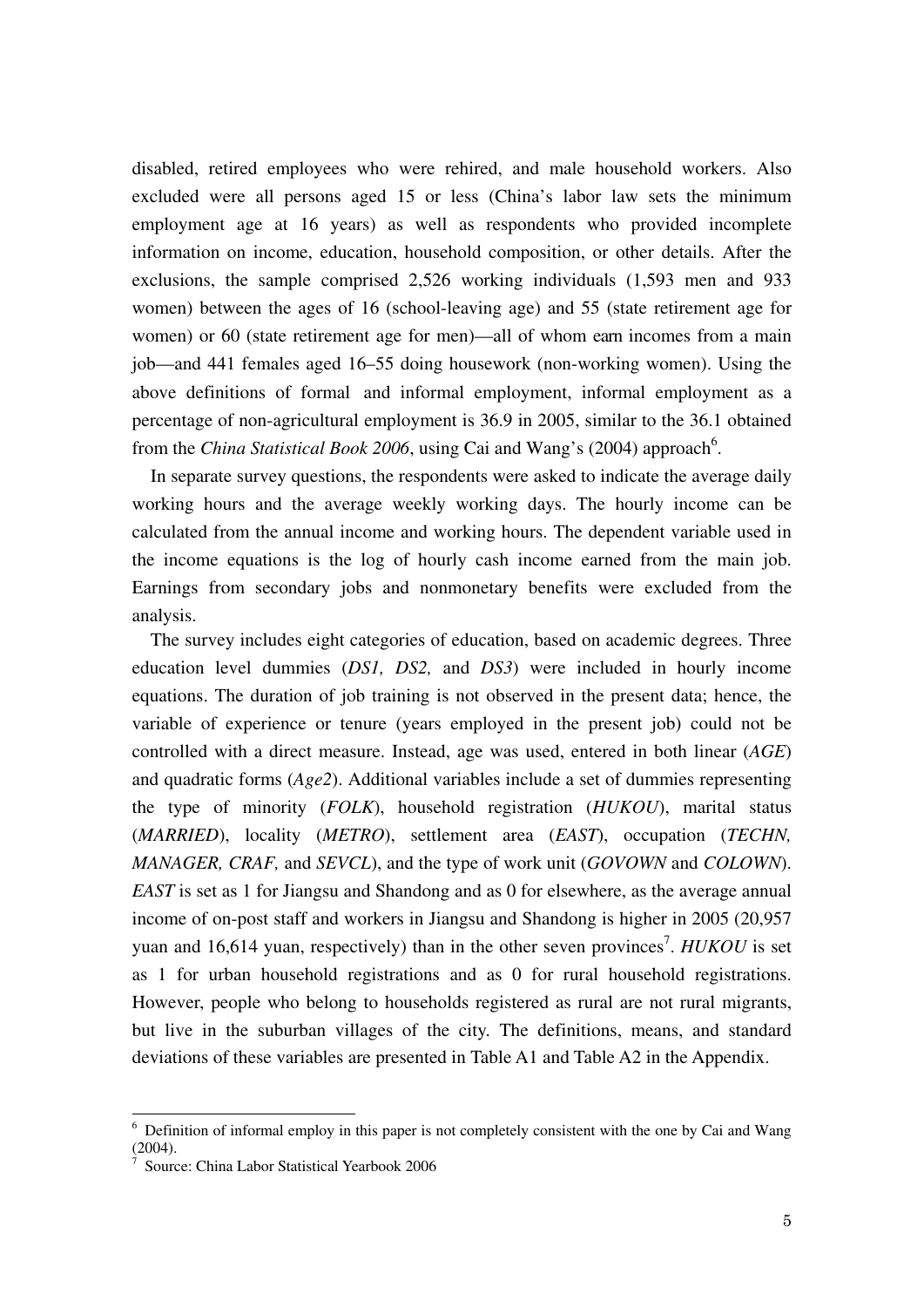disabled, retired employees who were rehired, and male household workers. Also excluded were all persons aged 15 or less (China's labor law sets the minimum employment age at 16 years) as well as respondents who provided incomplete information on income, education, household composition, or other details. After the exclusions, the sample comprised 2,526 working individuals (1,593 men and 933 women) between the ages of 16 (school-leaving age) and 55 (state retirement age for women) or 60 (state retirement age for men)—all of whom earn incomes from a main job—and 441 females aged 16–55 doing housework (non-working women). Using the above definitions of formal and informal employment, informal employment as a percentage of non-agricultural employment is 36.9 in 2005, similar to the 36.1 obtained from the *China Statistical Book 2006*, using Cai and Wang's (2004) approach[6].

In separate survey questions, the respondents were asked to indicate the average daily working hours and the average weekly working days. The hourly income can be calculated from the annual income and working hours. The dependent variable used in the income equations is the log of hourly cash income earned from the main job. Earnings from secondary jobs and nonmonetary benefits were excluded from the analysis.

The survey includes eight categories of education, based on academic degrees. Three education level dummies (*DS1, DS2,* and *DS3*) were included in hourly income equations. The duration of job training is not observed in the present data; hence, the variable of experience or tenure (years employed in the present job) could not be controlled with a direct measure. Instead, age was used, entered in both linear (*AGE*) and quadratic forms (*Age2*). Additional variables include a set of dummies representing the type of minority (*FOLK*), household registration (*HUKOU*), marital status (*MARRIED*), locality (*METRO*), settlement area (*EAST*), occupation (*TECHN, MANAGER, CRAF,* and *SEVCL*), and the type of work unit (*GOVOWN* and *COLOWN*). *EAST* is set as 1 for Jiangsu and Shandong and as 0 for elsewhere, as the average annual income of on-post staff and workers in Jiangsu and Shandong is higher in 2005 (20,957 yuan and 16,614 yuan, respectively) than in the other seven provinces[7]. *HUKOU* is set as 1 for urban household registrations and as 0 for rural household registrations. However, people who belong to households registered as rural are not rural migrants, but live in the suburban villages of the city. The definitions, means, and standard deviations of these variables are presented in Table A1 and Table A2 in the Appendix.

---

[6] Definition of informal employ in this paper is not completely consistent with the one by Cai and Wang (2004).

[7] Source: China Labor Statistical Yearbook 2006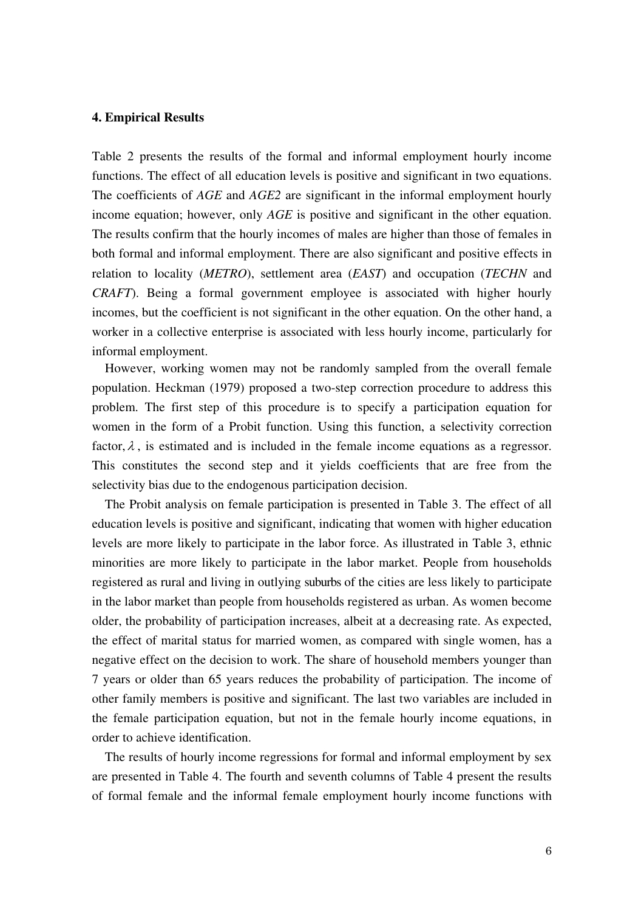### 4. Empirical Results

Table 2 presents the results of the formal and informal employment hourly income functions. The effect of all education levels is positive and significant in two equations. The coefficients of *AGE* and *AGE2* are significant in the informal employment hourly income equation; however, only *AGE* is positive and significant in the other equation. The results confirm that the hourly incomes of males are higher than those of females in both formal and informal employment. There are also significant and positive effects in relation to locality (*METRO*), settlement area (*EAST*) and occupation (*TECHN* and *CRAFT*). Being a formal government employee is associated with higher hourly incomes, but the coefficient is not significant in the other equation. On the other hand, a worker in a collective enterprise is associated with less hourly income, particularly for informal employment.

However, working women may not be randomly sampled from the overall female population. Heckman (1979) proposed a two-step correction procedure to address this problem. The first step of this procedure is to specify a participation equation for women in the form of a Probit function. Using this function, a selectivity correction factor, $\lambda$, is estimated and is included in the female income equations as a regressor. This constitutes the second step and it yields coefficients that are free from the selectivity bias due to the endogenous participation decision.

The Probit analysis on female participation is presented in Table 3. The effect of all education levels is positive and significant, indicating that women with higher education levels are more likely to participate in the labor force. As illustrated in Table 3, ethnic minorities are more likely to participate in the labor market. People from households registered as rural and living in outlying suburbs of the cities are less likely to participate in the labor market than people from households registered as urban. As women become older, the probability of participation increases, albeit at a decreasing rate. As expected, the effect of marital status for married women, as compared with single women, has a negative effect on the decision to work. The share of household members younger than 7 years or older than 65 years reduces the probability of participation. The income of other family members is positive and significant. The last two variables are included in the female participation equation, but not in the female hourly income equations, in order to achieve identification.

The results of hourly income regressions for formal and informal employment by sex are presented in Table 4. The fourth and seventh columns of Table 4 present the results of formal female and the informal female employment hourly income functions with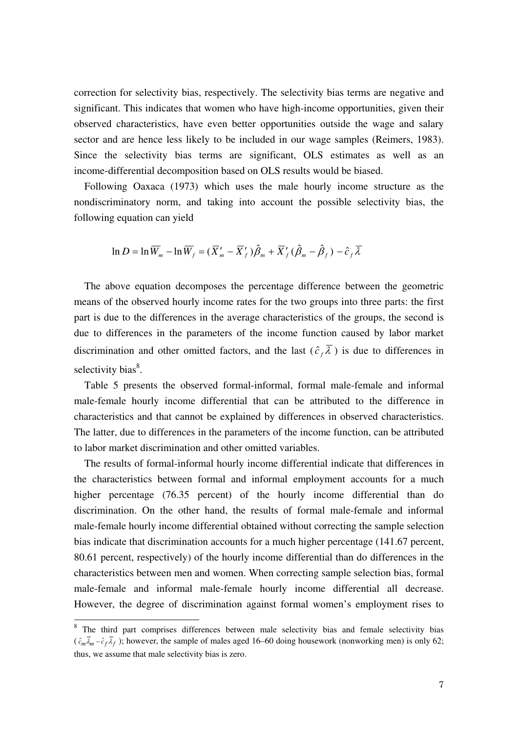correction for selectivity bias, respectively. The selectivity bias terms are negative and significant. This indicates that women who have high-income opportunities, given their observed characteristics, have even better opportunities outside the wage and salary sector and are hence less likely to be included in our wage samples (Reimers, 1983). Since the selectivity bias terms are significant, OLS estimates as well as an income-differential decomposition based on OLS results would be biased.

Following Oaxaca (1973) which uses the male hourly income structure as the nondiscriminatory norm, and taking into account the possible selectivity bias, the following equation can yield

$$\ln D = \ln \overline{W}_m - \ln \overline{W}_f = (\overline{X}'_m - \overline{X}'_f)\hat{\beta}_m + \overline{X}'_f(\hat{\beta}_m - \hat{\beta}_f) - \hat{c}_f \overline{\lambda}$$

The above equation decomposes the percentage difference between the geometric means of the observed hourly income rates for the two groups into three parts: the first part is due to the differences in the average characteristics of the groups, the second is due to differences in the parameters of the income function caused by labor market discrimination and other omitted factors, and the last ($\hat{c}_f \overline{\lambda}$) is due to differences in selectivity bias[8].

Table 5 presents the observed formal-informal, formal male-female and informal male-female hourly income differential that can be attributed to the difference in characteristics and that cannot be explained by differences in observed characteristics. The latter, due to differences in the parameters of the income function, can be attributed to labor market discrimination and other omitted variables.

The results of formal-informal hourly income differential indicate that differences in the characteristics between formal and informal employment accounts for a much higher percentage (76.35 percent) of the hourly income differential than do discrimination. On the other hand, the results of formal male-female and informal male-female hourly income differential obtained without correcting the sample selection bias indicate that discrimination accounts for a much higher percentage (141.67 percent, 80.61 percent, respectively) of the hourly income differential than do differences in the characteristics between men and women. When correcting sample selection bias, formal male-female and informal male-female hourly income differential all decrease. However, the degree of discrimination against formal women's employment rises to

[8] The third part comprises differences between male selectivity bias and female selectivity bias ($\hat{c}_m \overline{\lambda}_m - \hat{c}_f \overline{\lambda}_f$); however, the sample of males aged 16–60 doing housework (nonworking men) is only 62; thus, we assume that male selectivity bias is zero.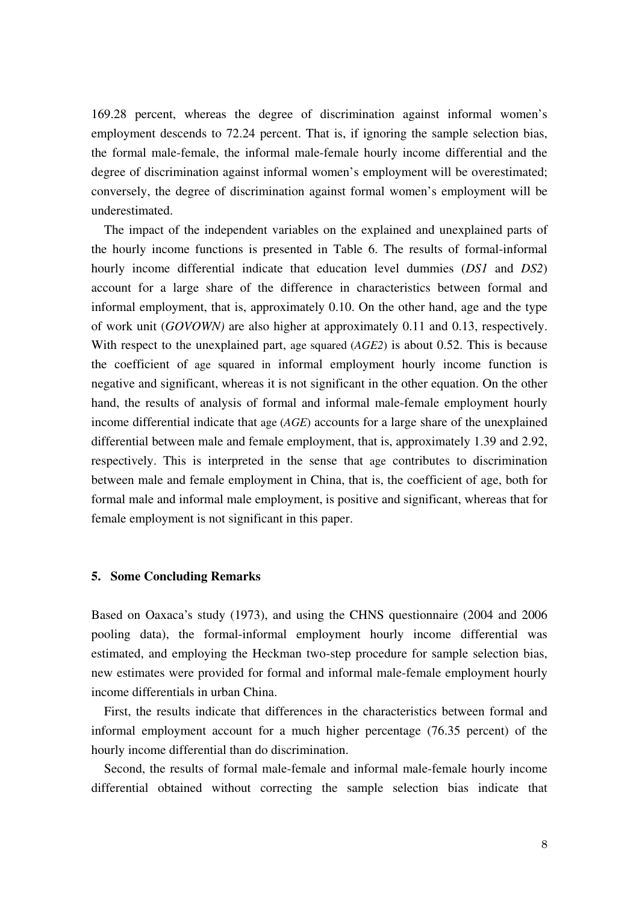169.28 percent, whereas the degree of discrimination against informal women's employment descends to 72.24 percent. That is, if ignoring the sample selection bias, the formal male-female, the informal male-female hourly income differential and the degree of discrimination against informal women's employment will be overestimated; conversely, the degree of discrimination against formal women's employment will be underestimated.

The impact of the independent variables on the explained and unexplained parts of the hourly income functions is presented in Table 6. The results of formal-informal hourly income differential indicate that education level dummies (*DS1* and *DS2*) account for a large share of the difference in characteristics between formal and informal employment, that is, approximately 0.10. On the other hand, age and the type of work unit (*GOVOWN)* are also higher at approximately 0.11 and 0.13, respectively. With respect to the unexplained part, age squared (*AGE2*) is about 0.52. This is because the coefficient of age squared in informal employment hourly income function is negative and significant, whereas it is not significant in the other equation. On the other hand, the results of analysis of formal and informal male-female employment hourly income differential indicate that age (*AGE*) accounts for a large share of the unexplained differential between male and female employment, that is, approximately 1.39 and 2.92, respectively. This is interpreted in the sense that age contributes to discrimination between male and female employment in China, that is, the coefficient of age, both for formal male and informal male employment, is positive and significant, whereas that for female employment is not significant in this paper.

## 5. Some Concluding Remarks

Based on Oaxaca's study (1973), and using the CHNS questionnaire (2004 and 2006 pooling data), the formal-informal employment hourly income differential was estimated, and employing the Heckman two-step procedure for sample selection bias, new estimates were provided for formal and informal male-female employment hourly income differentials in urban China.

First, the results indicate that differences in the characteristics between formal and informal employment account for a much higher percentage (76.35 percent) of the hourly income differential than do discrimination.

Second, the results of formal male-female and informal male-female hourly income differential obtained without correcting the sample selection bias indicate that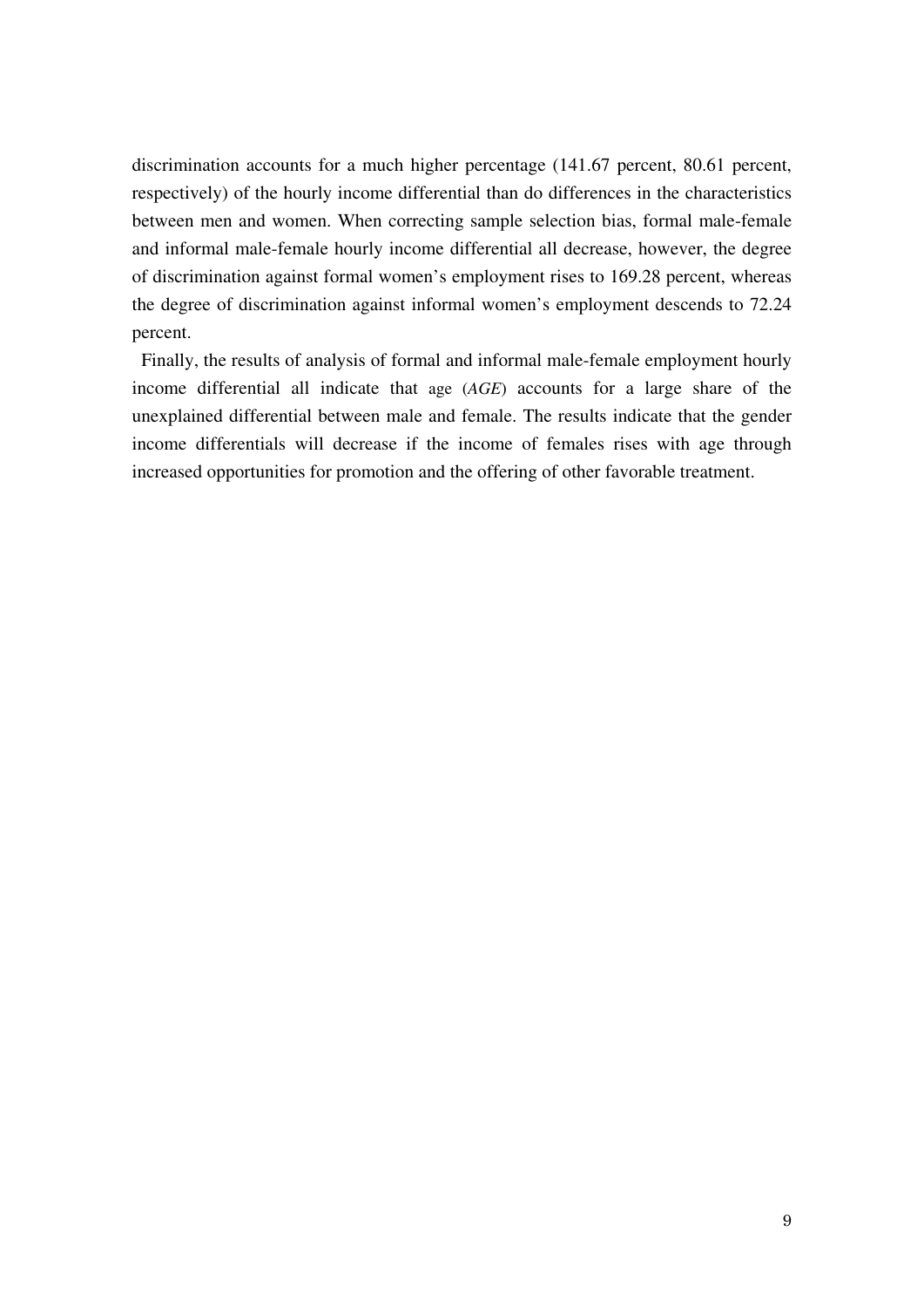discrimination accounts for a much higher percentage (141.67 percent, 80.61 percent, respectively) of the hourly income differential than do differences in the characteristics between men and women. When correcting sample selection bias, formal male-female and informal male-female hourly income differential all decrease, however, the degree of discrimination against formal women's employment rises to 169.28 percent, whereas the degree of discrimination against informal women's employment descends to 72.24 percent.

Finally, the results of analysis of formal and informal male-female employment hourly income differential all indicate that age (*AGE*) accounts for a large share of the unexplained differential between male and female. The results indicate that the gender income differentials will decrease if the income of females rises with age through increased opportunities for promotion and the offering of other favorable treatment.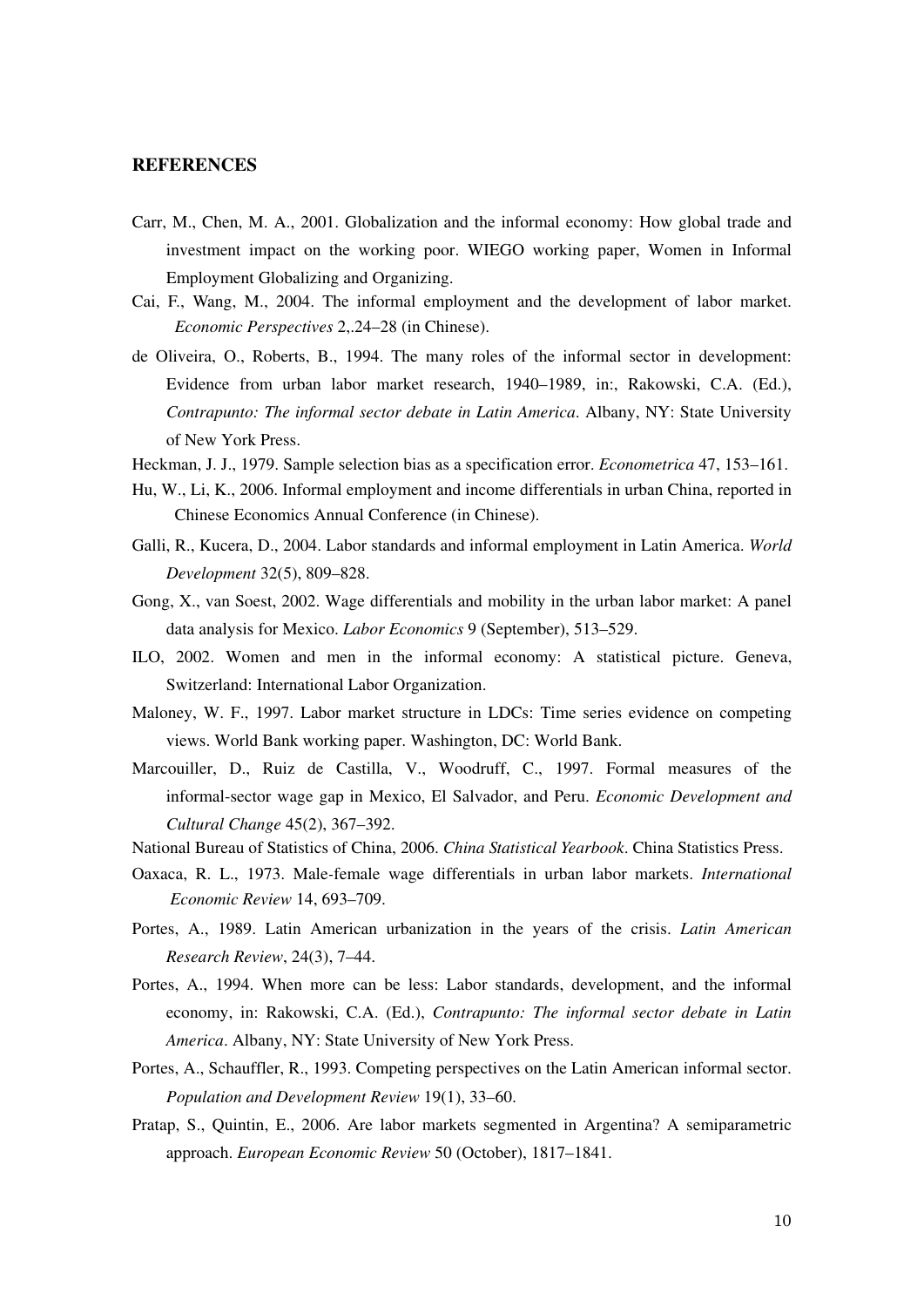**REFERENCES**

Carr, M., Chen, M. A., 2001. Globalization and the informal economy: How global trade and investment impact on the working poor. WIEGO working paper, Women in Informal Employment Globalizing and Organizing.

Cai, F., Wang, M., 2004. The informal employment and the development of labor market. *Economic Perspectives* 2,.24–28 (in Chinese).

de Oliveira, O., Roberts, B., 1994. The many roles of the informal sector in development: Evidence from urban labor market research, 1940–1989, in:, Rakowski, C.A. (Ed.), *Contrapunto: The informal sector debate in Latin America*. Albany, NY: State University of New York Press.

Heckman, J. J., 1979. Sample selection bias as a specification error. *Econometrica* 47, 153–161.

Hu, W., Li, K., 2006. Informal employment and income differentials in urban China, reported in Chinese Economics Annual Conference (in Chinese).

Galli, R., Kucera, D., 2004. Labor standards and informal employment in Latin America. *World Development* 32(5), 809–828.

Gong, X., van Soest, 2002. Wage differentials and mobility in the urban labor market: A panel data analysis for Mexico. *Labor Economics* 9 (September), 513–529.

ILO, 2002. Women and men in the informal economy: A statistical picture. Geneva, Switzerland: International Labor Organization.

Maloney, W. F., 1997. Labor market structure in LDCs: Time series evidence on competing views. World Bank working paper. Washington, DC: World Bank.

Marcouiller, D., Ruiz de Castilla, V., Woodruff, C., 1997. Formal measures of the informal-sector wage gap in Mexico, El Salvador, and Peru. *Economic Development and Cultural Change* 45(2), 367–392.

National Bureau of Statistics of China, 2006. *China Statistical Yearbook*. China Statistics Press.

Oaxaca, R. L., 1973. Male-female wage differentials in urban labor markets. *International Economic Review* 14, 693–709.

Portes, A., 1989. Latin American urbanization in the years of the crisis. *Latin American Research Review*, 24(3), 7–44.

Portes, A., 1994. When more can be less: Labor standards, development, and the informal economy, in: Rakowski, C.A. (Ed.), *Contrapunto: The informal sector debate in Latin America*. Albany, NY: State University of New York Press.

Portes, A., Schauffler, R., 1993. Competing perspectives on the Latin American informal sector. *Population and Development Review* 19(1), 33–60.

Pratap, S., Quintin, E., 2006. Are labor markets segmented in Argentina? A semiparametric approach. *European Economic Review* 50 (October), 1817–1841.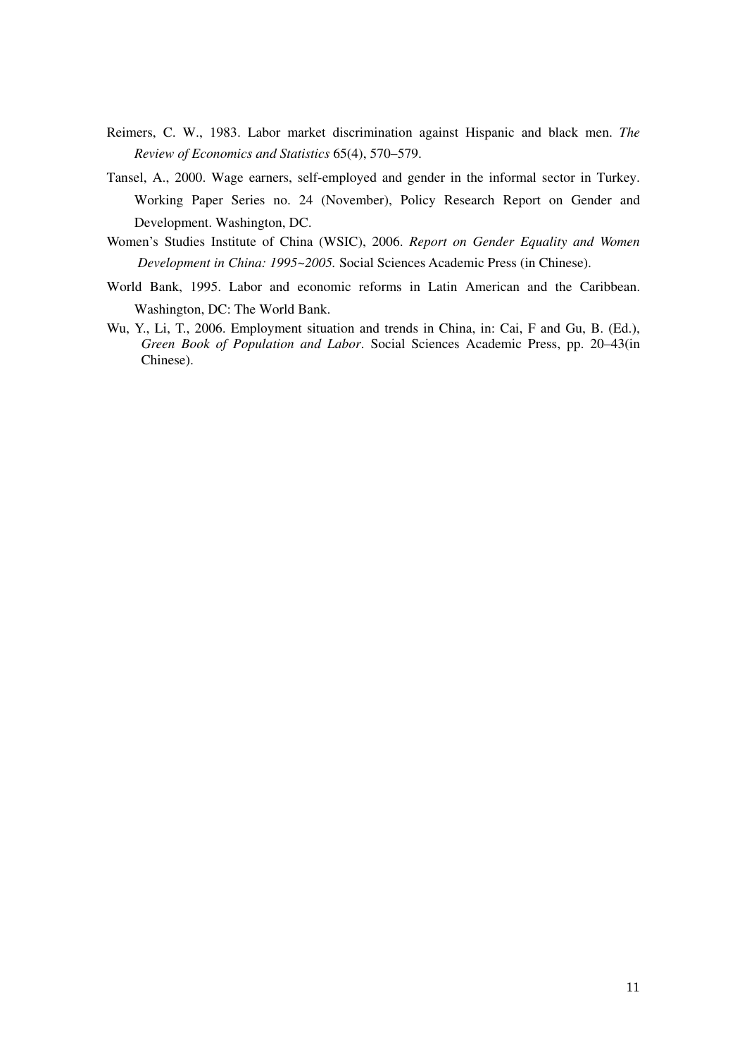Reimers, C. W., 1983. Labor market discrimination against Hispanic and black men. *The Review of Economics and Statistics* 65(4), 570–579.

Tansel, A., 2000. Wage earners, self-employed and gender in the informal sector in Turkey. Working Paper Series no. 24 (November), Policy Research Report on Gender and Development. Washington, DC.

Women's Studies Institute of China (WSIC), 2006. *Report on Gender Equality and Women Development in China: 1995~2005.* Social Sciences Academic Press (in Chinese).

World Bank, 1995. Labor and economic reforms in Latin American and the Caribbean. Washington, DC: The World Bank.

Wu, Y., Li, T., 2006. Employment situation and trends in China, in: Cai, F and Gu, B. (Ed.), *Green Book of Population and Labor*. Social Sciences Academic Press, pp. 20–43(in Chinese).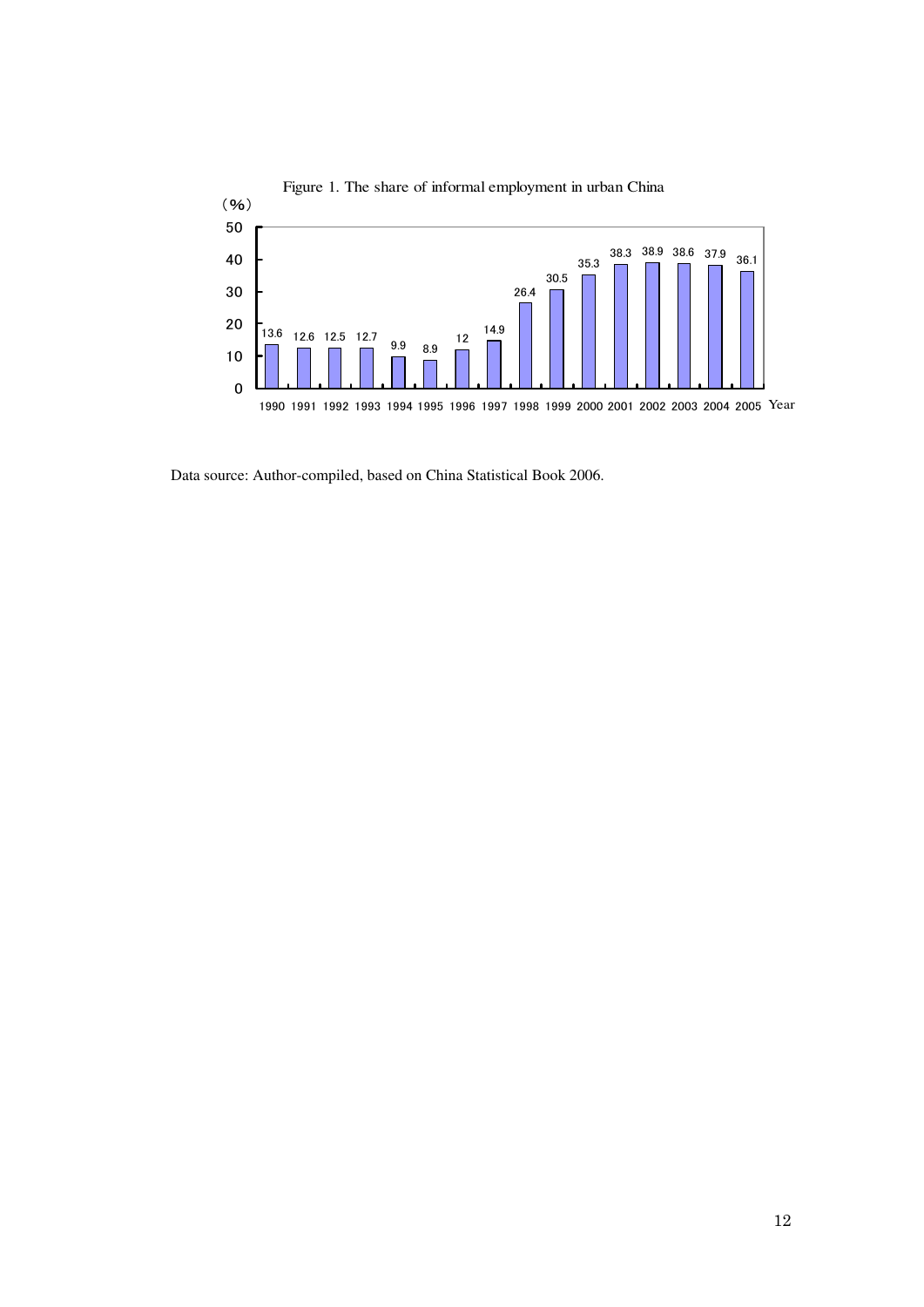Figure 1. The share of informal employment in urban China

| Year | Share (%) |
|---|---|
| 1990 | 13.6 |
| 1991 | 12.6 |
| 1992 | 12.5 |
| 1993 | 12.7 |
| 1994 | 9.9 |
| 1995 | 8.9 |
| 1996 | 12 |
| 1997 | 14.9 |
| 1998 | 26.4 |
| 1999 | 30.5 |
| 2000 | 35.3 |
| 2001 | 38.3 |
| 2002 | 38.9 |
| 2003 | 38.6 |
| 2004 | 37.9 |
| 2005 | 36.1 |

Data source: Author-compiled, based on China Statistical Book 2006.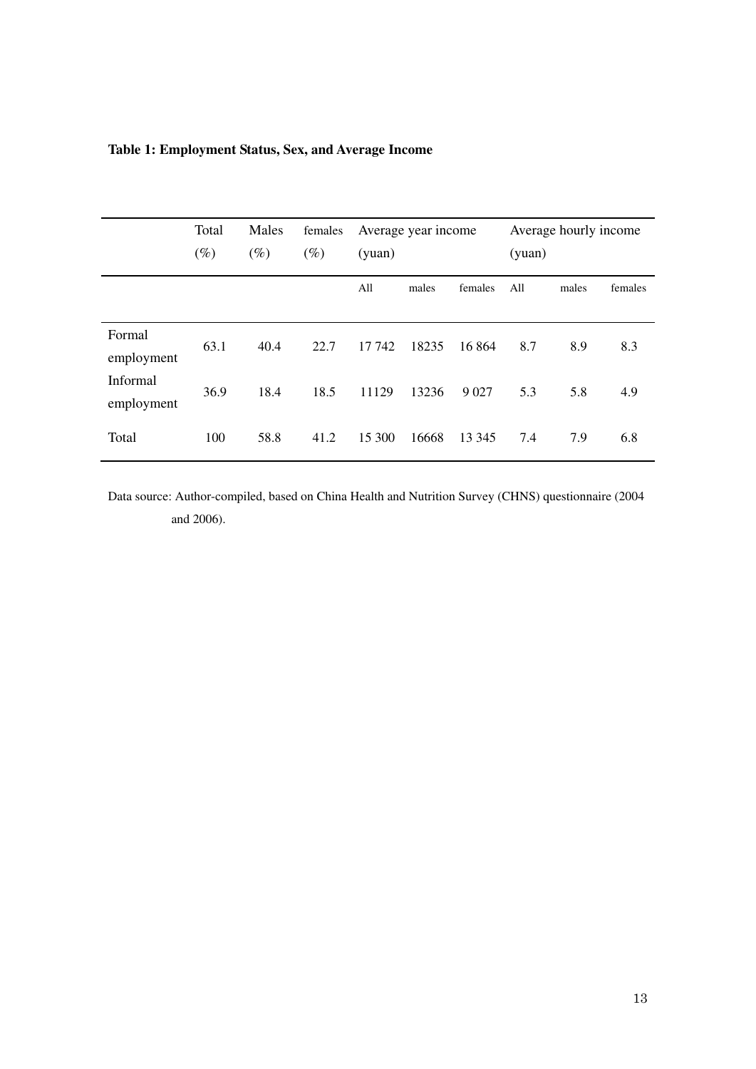**Table 1: Employment Status, Sex, and Average Income**

| | Total (%) | Males (%) | females (%) | Average year income (yuan) | | | Average hourly income (yuan) | | |
|---|---|---|---|---|---|---|---|---|---|
| | | | | All | males | females | All | males | females |
| Formal employment | 63.1 | 40.4 | 22.7 | 17 742 | 18235 | 16 864 | 8.7 | 8.9 | 8.3 |
| Informal employment | 36.9 | 18.4 | 18.5 | 11129 | 13236 | 9 027 | 5.3 | 5.8 | 4.9 |
| Total | 100 | 58.8 | 41.2 | 15 300 | 16668 | 13 345 | 7.4 | 7.9 | 6.8 |

Data source: Author-compiled, based on China Health and Nutrition Survey (CHNS) questionnaire (2004 and 2006).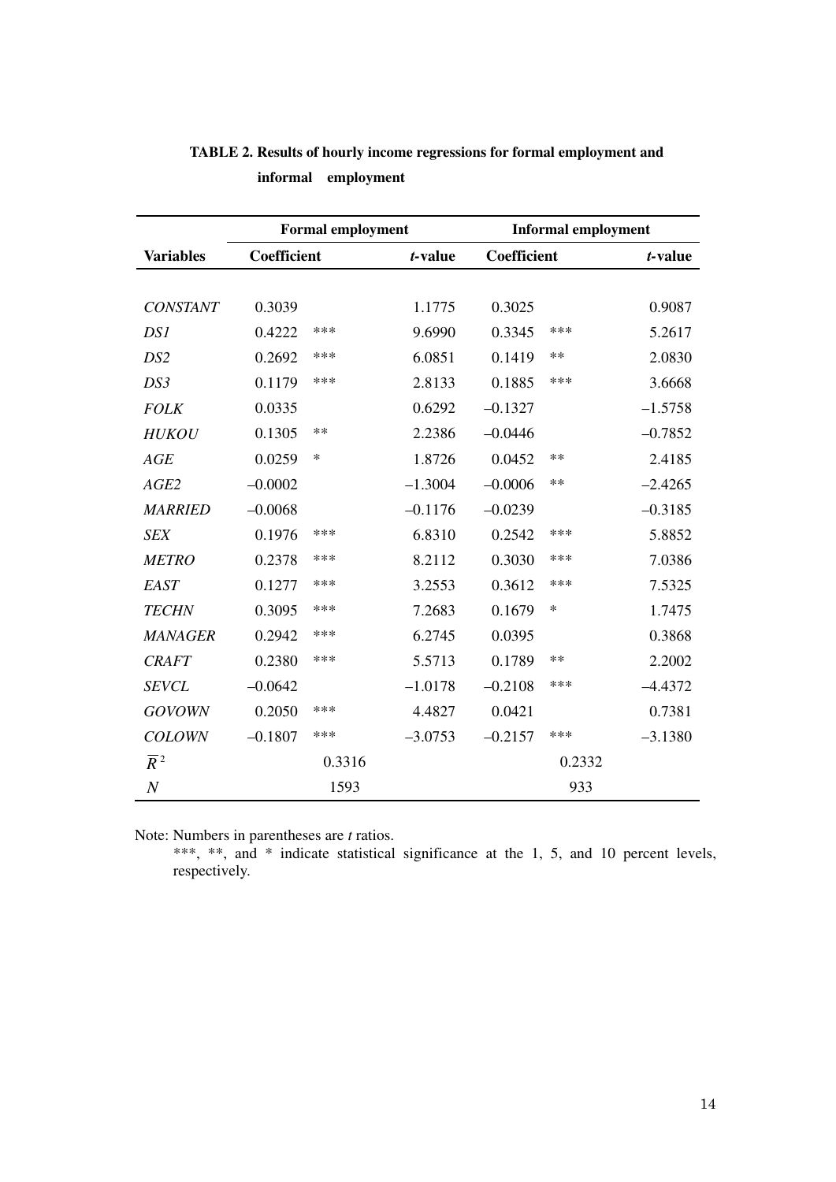**TABLE 2. Results of hourly income regressions for formal employment and informal employment**

| | Formal employment | | | Informal employment | | |
|---|---|---|---|---|---|---|
| **Variables** | **Coefficient** | | ***t*-value** | **Coefficient** | | ***t*-value** |
| *CONSTANT* | 0.3039 | | 1.1775 | 0.3025 | | 0.9087 |
| *DS1* | 0.4222 | *** | 9.6990 | 0.3345 | *** | 5.2617 |
| *DS2* | 0.2692 | *** | 6.0851 | 0.1419 | ** | 2.0830 |
| *DS3* | 0.1179 | *** | 2.8133 | 0.1885 | *** | 3.6668 |
| *FOLK* | 0.0335 | | 0.6292 | –0.1327 | | –1.5758 |
| *HUKOU* | 0.1305 | ** | 2.2386 | –0.0446 | | –0.7852 |
| *AGE* | 0.0259 | * | 1.8726 | 0.0452 | ** | 2.4185 |
| *AGE2* | –0.0002 | | –1.3004 | –0.0006 | ** | –2.4265 |
| *MARRIED* | –0.0068 | | –0.1176 | –0.0239 | | –0.3185 |
| *SEX* | 0.1976 | *** | 6.8310 | 0.2542 | *** | 5.8852 |
| *METRO* | 0.2378 | *** | 8.2112 | 0.3030 | *** | 7.0386 |
| *EAST* | 0.1277 | *** | 3.2553 | 0.3612 | *** | 7.5325 |
| *TECHN* | 0.3095 | *** | 7.2683 | 0.1679 | * | 1.7475 |
| *MANAGER* | 0.2942 | *** | 6.2745 | 0.0395 | | 0.3868 |
| *CRAFT* | 0.2380 | *** | 5.5713 | 0.1789 | ** | 2.2002 |
| *SEVCL* | –0.0642 | | –1.0178 | –0.2108 | *** | –4.4372 |
| *GOVOWN* | 0.2050 | *** | 4.4827 | 0.0421 | | 0.7381 |
| *COLOWN* | –0.1807 | *** | –3.0753 | –0.2157 | *** | –3.1380 |
| $\overline{R}^2$ | 0.3316 | | | 0.2332 | | |
| *N* | 1593 | | | 933 | | |

Note: Numbers in parentheses are *t* ratios.

***, **, and * indicate statistical significance at the 1, 5, and 10 percent levels, respectively.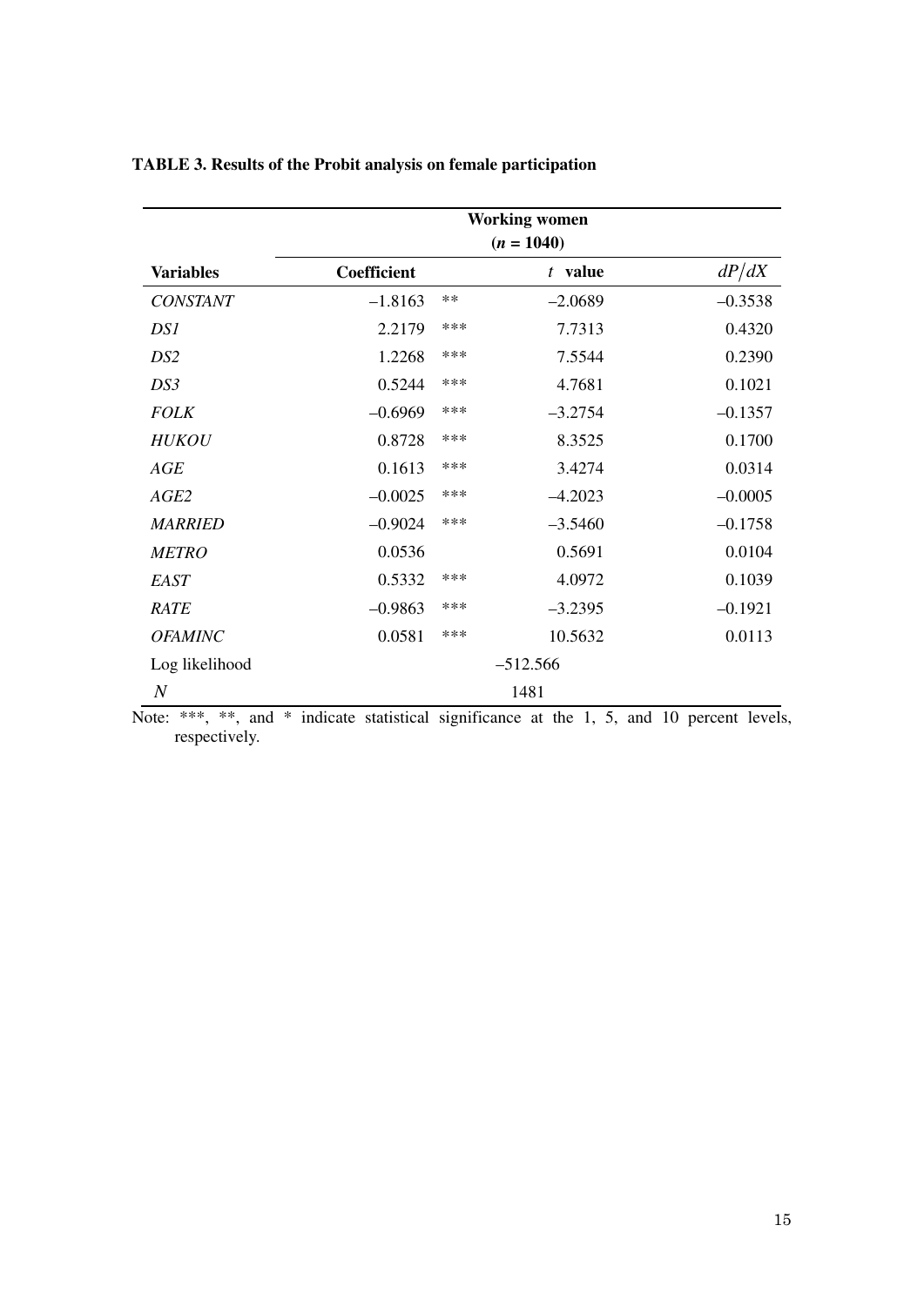**TABLE 3. Results of the Probit analysis on female participation**

| | Working women ($n$ = 1040) | | | |
|---|---|---|---|---|
| **Variables** | **Coefficient** | | $t$ **value** | $dP/dX$ |
| *CONSTANT* | –1.8163 | ** | –2.0689 | –0.3538 |
| *DS1* | 2.2179 | *** | 7.7313 | 0.4320 |
| *DS2* | 1.2268 | *** | 7.5544 | 0.2390 |
| *DS3* | 0.5244 | *** | 4.7681 | 0.1021 |
| *FOLK* | –0.6969 | *** | –3.2754 | –0.1357 |
| *HUKOU* | 0.8728 | *** | 8.3525 | 0.1700 |
| *AGE* | 0.1613 | *** | 3.4274 | 0.0314 |
| *AGE2* | –0.0025 | *** | –4.2023 | –0.0005 |
| *MARRIED* | –0.9024 | *** | –3.5460 | –0.1758 |
| *METRO* | 0.0536 | | 0.5691 | 0.0104 |
| *EAST* | 0.5332 | *** | 4.0972 | 0.1039 |
| *RATE* | –0.9863 | *** | –3.2395 | –0.1921 |
| *OFAMINC* | 0.0581 | *** | 10.5632 | 0.0113 |
| Log likelihood | –512.566 | | | |
| $N$ | 1481 | | | |

Note: ***, **, and * indicate statistical significance at the 1, 5, and 10 percent levels, respectively.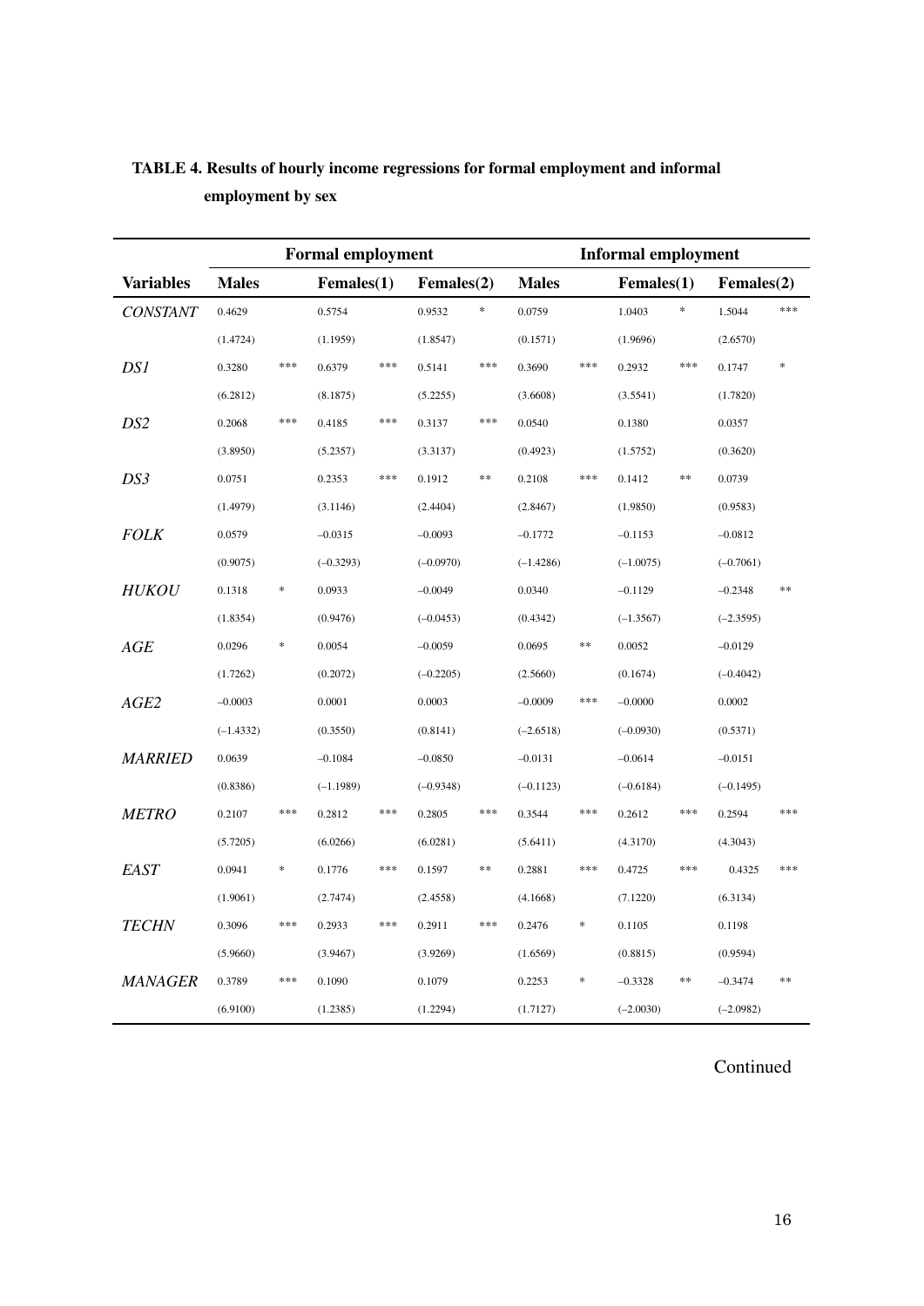**TABLE 4. Results of hourly income regressions for formal employment and informal employment by sex**

| Variables | Formal employment | | | | | | Informal employment | | | | | |
|---|---|---|---|---|---|---|---|---|---|---|---|---|
| | Males | | Females(1) | | Females(2) | | Males | | Females(1) | | Females(2) | |
| *CONSTANT* | 0.4629 | | 0.5754 | | 0.9532 | * | 0.0759 | | 1.0403 | * | 1.5044 | *** |
| | (1.4724) | | (1.1959) | | (1.8547) | | (0.1571) | | (1.9696) | | (2.6570) | |
| *DS1* | 0.3280 | *** | 0.6379 | *** | 0.5141 | *** | 0.3690 | *** | 0.2932 | *** | 0.1747 | * |
| | (6.2812) | | (8.1875) | | (5.2255) | | (3.6608) | | (3.5541) | | (1.7820) | |
| *DS2* | 0.2068 | *** | 0.4185 | *** | 0.3137 | *** | 0.0540 | | 0.1380 | | 0.0357 | |
| | (3.8950) | | (5.2357) | | (3.3137) | | (0.4923) | | (1.5752) | | (0.3620) | |
| *DS3* | 0.0751 | | 0.2353 | *** | 0.1912 | ** | 0.2108 | *** | 0.1412 | ** | 0.0739 | |
| | (1.4979) | | (3.1146) | | (2.4404) | | (2.8467) | | (1.9850) | | (0.9583) | |
| *FOLK* | 0.0579 | | –0.0315 | | –0.0093 | | –0.1772 | | –0.1153 | | –0.0812 | |
| | (0.9075) | | (–0.3293) | | (–0.0970) | | (–1.4286) | | (–1.0075) | | (–0.7061) | |
| *HUKOU* | 0.1318 | * | 0.0933 | | –0.0049 | | 0.0340 | | –0.1129 | | –0.2348 | ** |
| | (1.8354) | | (0.9476) | | (–0.0453) | | (0.4342) | | (–1.3567) | | (–2.3595) | |
| *AGE* | 0.0296 | * | 0.0054 | | –0.0059 | | 0.0695 | ** | 0.0052 | | –0.0129 | |
| | (1.7262) | | (0.2072) | | (–0.2205) | | (2.5660) | | (0.1674) | | (–0.4042) | |
| *AGE2* | –0.0003 | | 0.0001 | | 0.0003 | | –0.0009 | *** | –0.0000 | | 0.0002 | |
| | (–1.4332) | | (0.3550) | | (0.8141) | | (–2.6518) | | (–0.0930) | | (0.5371) | |
| *MARRIED* | 0.0639 | | –0.1084 | | –0.0850 | | –0.0131 | | –0.0614 | | –0.0151 | |
| | (0.8386) | | (–1.1989) | | (–0.9348) | | (–0.1123) | | (–0.6184) | | (–0.1495) | |
| *METRO* | 0.2107 | *** | 0.2812 | *** | 0.2805 | *** | 0.3544 | *** | 0.2612 | *** | 0.2594 | *** |
| | (5.7205) | | (6.0266) | | (6.0281) | | (5.6411) | | (4.3170) | | (4.3043) | |
| *EAST* | 0.0941 | * | 0.1776 | *** | 0.1597 | ** | 0.2881 | *** | 0.4725 | *** | 0.4325 | *** |
| | (1.9061) | | (2.7474) | | (2.4558) | | (4.1668) | | (7.1220) | | (6.3134) | |
| *TECHN* | 0.3096 | *** | 0.2933 | *** | 0.2911 | *** | 0.2476 | * | 0.1105 | | 0.1198 | |
| | (5.9660) | | (3.9467) | | (3.9269) | | (1.6569) | | (0.8815) | | (0.9594) | |
| *MANAGER* | 0.3789 | *** | 0.1090 | | 0.1079 | | 0.2253 | * | –0.3328 | ** | –0.3474 | ** |
| | (6.9100) | | (1.2385) | | (1.2294) | | (1.7127) | | (–2.0030) | | (–2.0982) | |

Continued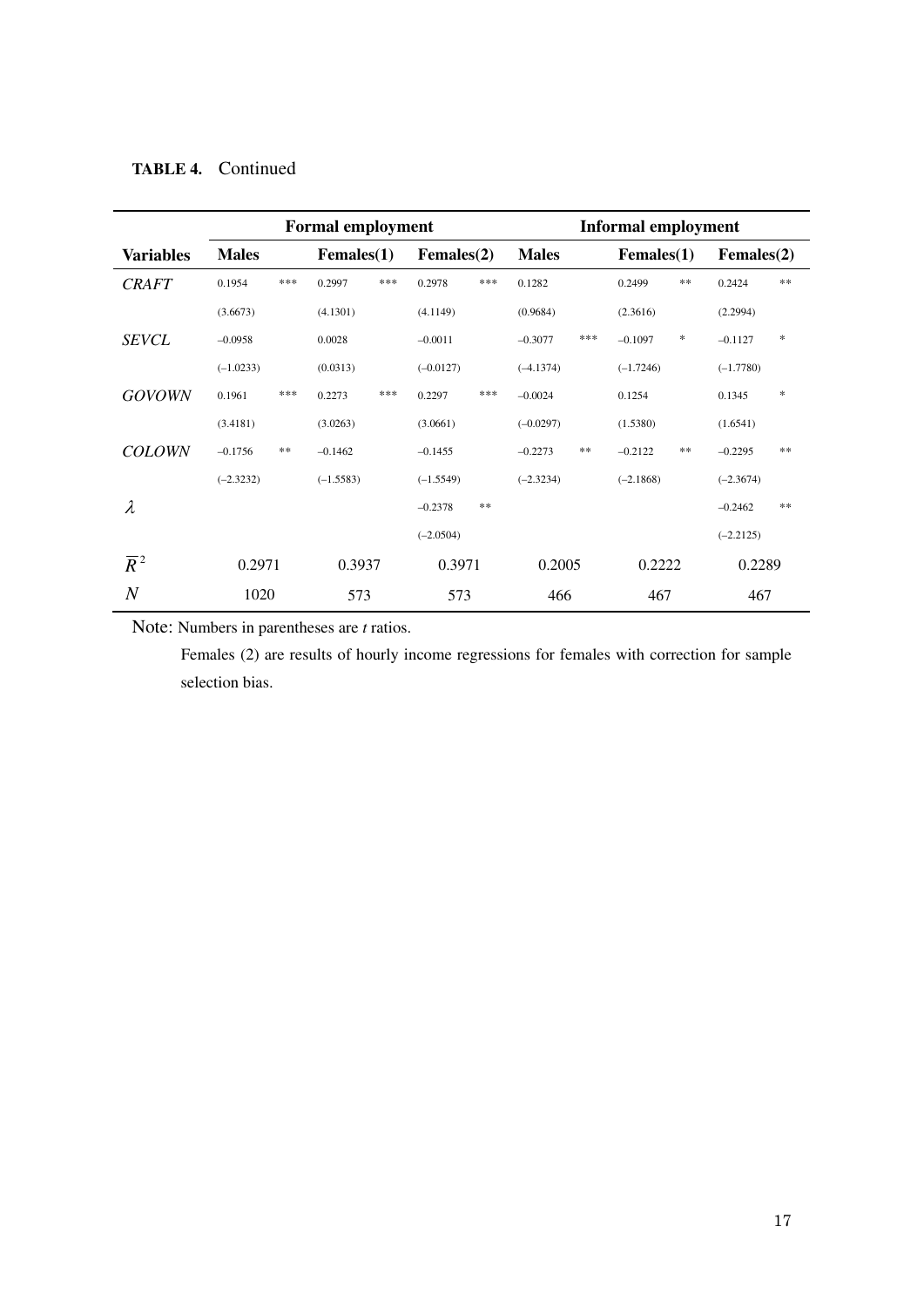**TABLE 4.** Continued

| | Formal employment | | | Informal employment | | |
|---|---|---|---|---|---|---|
| **Variables** | **Males** | **Females(1)** | **Females(2)** | **Males** | **Females(1)** | **Females(2)** |
| *CRAFT* | 0.1954 *** | 0.2997 *** | 0.2978 *** | 0.1282 | 0.2499 ** | 0.2424 ** |
| | (3.6673) | (4.1301) | (4.1149) | (0.9684) | (2.3616) | (2.2994) |
| *SEVCL* | –0.0958 | 0.0028 | –0.0011 | –0.3077 *** | –0.1097 * | –0.1127 * |
| | (–1.0233) | (0.0313) | (–0.0127) | (–4.1374) | (–1.7246) | (–1.7780) |
| *GOVOWN* | 0.1961 *** | 0.2273 *** | 0.2297 *** | –0.0024 | 0.1254 | 0.1345 * |
| | (3.4181) | (3.0263) | (3.0661) | (–0.0297) | (1.5380) | (1.6541) |
| *COLOWN* | –0.1756 ** | –0.1462 | –0.1455 | –0.2273 ** | –0.2122 ** | –0.2295 ** |
| | (–2.3232) | (–1.5583) | (–1.5549) | (–2.3234) | (–2.1868) | (–2.3674) |
| $\lambda$ | | | –0.2378 ** | | | –0.2462 ** |
| | | | (–2.0504) | | | (–2.2125) |
| $\overline{R}^2$ | 0.2971 | 0.3937 | 0.3971 | 0.2005 | 0.2222 | 0.2289 |
| $N$ | 1020 | 573 | 573 | 466 | 467 | 467 |

Note: Numbers in parentheses are *t* ratios.

Females (2) are results of hourly income regressions for females with correction for sample selection bias.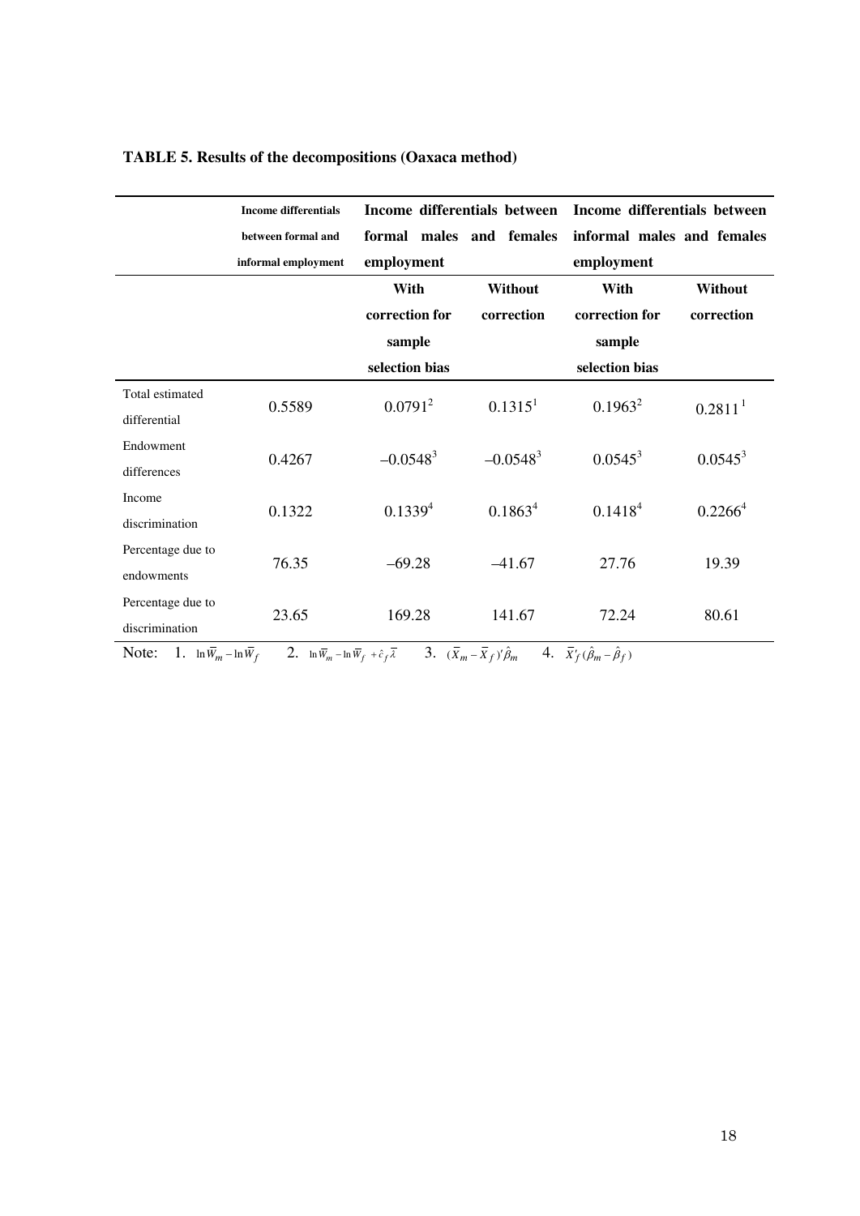**TABLE 5. Results of the decompositions (Oaxaca method)**

| | Income differentials between formal and informal employment | Income differentials between formal males and females employment | | Income differentials between informal males and females employment | |
|---|---|---|---|---|---|
| | | With correction for sample selection bias | Without correction | With correction for sample selection bias | Without correction |
| Total estimated differential | 0.5589 | 0.0791[2] | 0.1315[1] | 0.1963[2] | 0.2811[1] |
| Endowment differences | 0.4267 | –0.0548[3] | –0.0548[3] | 0.0545[3] | 0.0545[3] |
| Income discrimination | 0.1322 | 0.1339[4] | 0.1863[4] | 0.1418[4] | 0.2266[4] |
| Percentage due to endowments | 76.35 | –69.28 | –41.67 | 27.76 | 19.39 |
| Percentage due to discrimination | 23.65 | 169.28 | 141.67 | 72.24 | 80.61 |

Note: 1. $\ln \overline{W}_m - \ln \overline{W}_f$ 2. $\ln \overline{W}_m - \ln \overline{W}_f + \hat{c}_f \overline{\lambda}$ 3. $(\overline{X}_m - \overline{X}_f)' \hat{\beta}_m$ 4. $\overline{X}'_f (\hat{\beta}_m - \hat{\beta}_f)$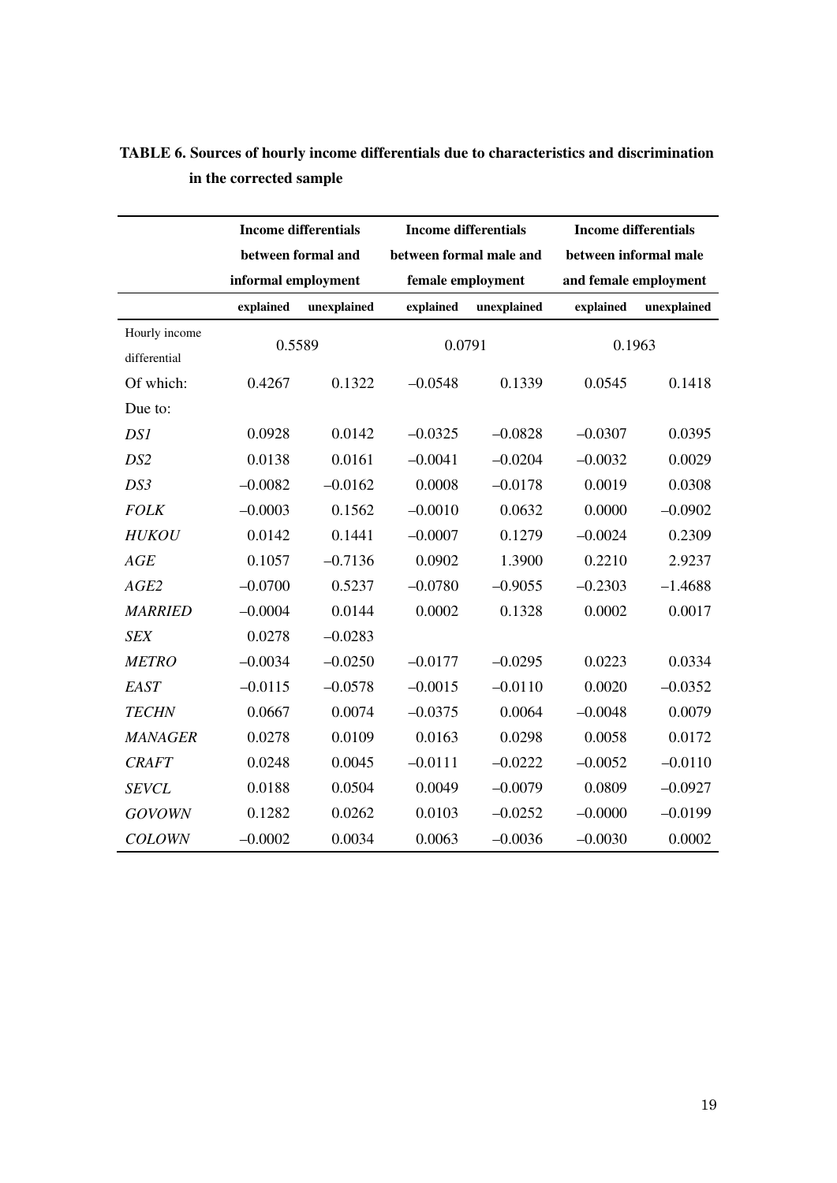**TABLE 6. Sources of hourly income differentials due to characteristics and discrimination in the corrected sample**

| | Income differentials between formal and informal employment | | Income differentials between formal male and female employment | | Income differentials between informal male and female employment | |
|---|---|---|---|---|---|---|
| | **explained** | **unexplained** | **explained** | **unexplained** | **explained** | **unexplained** |
| Hourly income differential | 0.5589 | | 0.0791 | | 0.1963 | |
| Of which: | 0.4267 | 0.1322 | –0.0548 | 0.1339 | 0.0545 | 0.1418 |
| Due to: | | | | | | |
| *DS1* | 0.0928 | 0.0142 | –0.0325 | –0.0828 | –0.0307 | 0.0395 |
| *DS2* | 0.0138 | 0.0161 | –0.0041 | –0.0204 | –0.0032 | 0.0029 |
| *DS3* | –0.0082 | –0.0162 | 0.0008 | –0.0178 | 0.0019 | 0.0308 |
| *FOLK* | –0.0003 | 0.1562 | –0.0010 | 0.0632 | 0.0000 | –0.0902 |
| *HUKOU* | 0.0142 | 0.1441 | –0.0007 | 0.1279 | –0.0024 | 0.2309 |
| *AGE* | 0.1057 | –0.7136 | 0.0902 | 1.3900 | 0.2210 | 2.9237 |
| *AGE2* | –0.0700 | 0.5237 | –0.0780 | –0.9055 | –0.2303 | –1.4688 |
| *MARRIED* | –0.0004 | 0.0144 | 0.0002 | 0.1328 | 0.0002 | 0.0017 |
| *SEX* | 0.0278 | –0.0283 | | | | |
| *METRO* | –0.0034 | –0.0250 | –0.0177 | –0.0295 | 0.0223 | 0.0334 |
| *EAST* | –0.0115 | –0.0578 | –0.0015 | –0.0110 | 0.0020 | –0.0352 |
| *TECHN* | 0.0667 | 0.0074 | –0.0375 | 0.0064 | –0.0048 | 0.0079 |
| *MANAGER* | 0.0278 | 0.0109 | 0.0163 | 0.0298 | 0.0058 | 0.0172 |
| *CRAFT* | 0.0248 | 0.0045 | –0.0111 | –0.0222 | –0.0052 | –0.0110 |
| *SEVCL* | 0.0188 | 0.0504 | 0.0049 | –0.0079 | 0.0809 | –0.0927 |
| *GOVOWN* | 0.1282 | 0.0262 | 0.0103 | –0.0252 | –0.0000 | –0.0199 |
| *COLOWN* | –0.0002 | 0.0034 | 0.0063 | –0.0036 | –0.0030 | 0.0002 |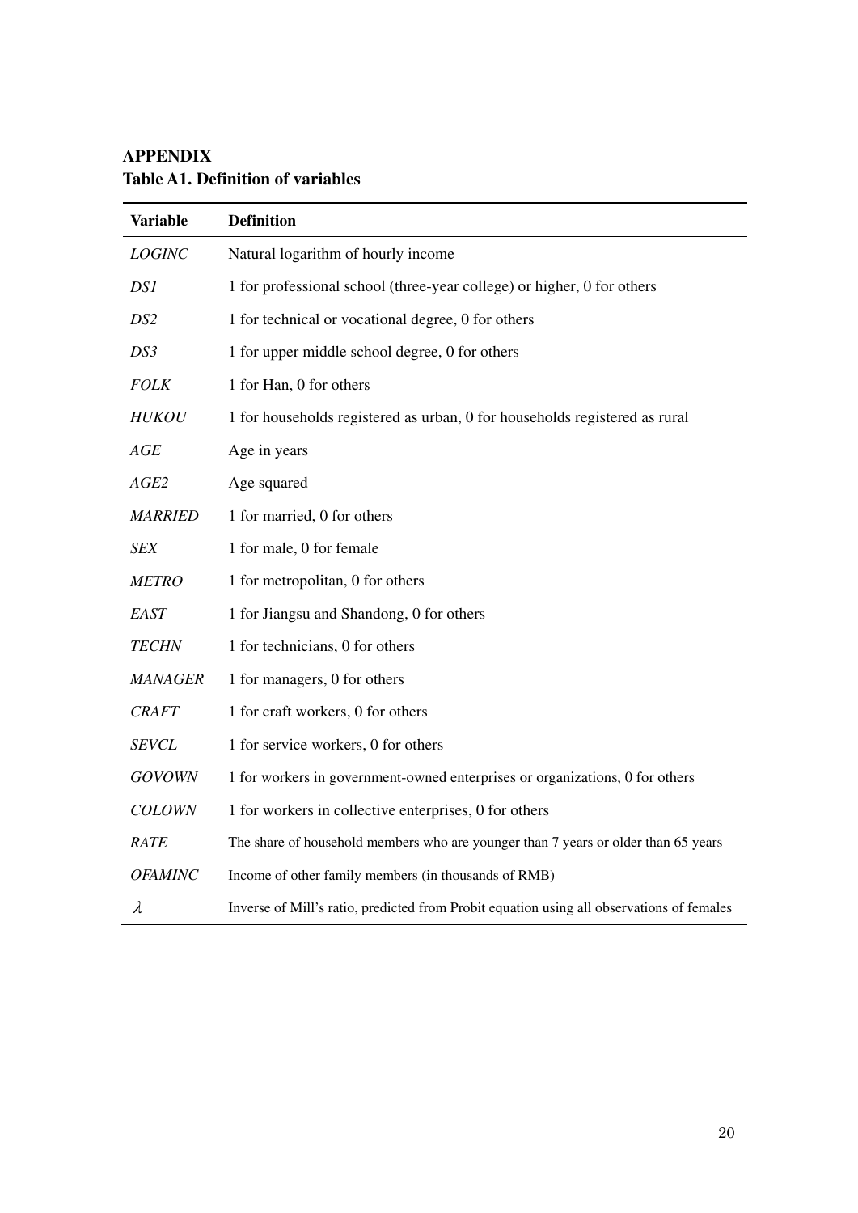# APPENDIX

## Table A1. Definition of variables

| Variable | Definition |
|---|---|
| *LOGINC* | Natural logarithm of hourly income |
| *DS1* | 1 for professional school (three-year college) or higher, 0 for others |
| *DS2* | 1 for technical or vocational degree, 0 for others |
| *DS3* | 1 for upper middle school degree, 0 for others |
| *FOLK* | 1 for Han, 0 for others |
| *HUKOU* | 1 for households registered as urban, 0 for households registered as rural |
| *AGE* | Age in years |
| *AGE2* | Age squared |
| *MARRIED* | 1 for married, 0 for others |
| *SEX* | 1 for male, 0 for female |
| *METRO* | 1 for metropolitan, 0 for others |
| *EAST* | 1 for Jiangsu and Shandong, 0 for others |
| *TECHN* | 1 for technicians, 0 for others |
| *MANAGER* | 1 for managers, 0 for others |
| *CRAFT* | 1 for craft workers, 0 for others |
| *SEVCL* | 1 for service workers, 0 for others |
| *GOVOWN* | 1 for workers in government-owned enterprises or organizations, 0 for others |
| *COLOWN* | 1 for workers in collective enterprises, 0 for others |
| *RATE* | The share of household members who are younger than 7 years or older than 65 years |
| *OFAMINC* | Income of other family members (in thousands of RMB) |
| $\lambda$ | Inverse of Mill's ratio, predicted from Probit equation using all observations of females |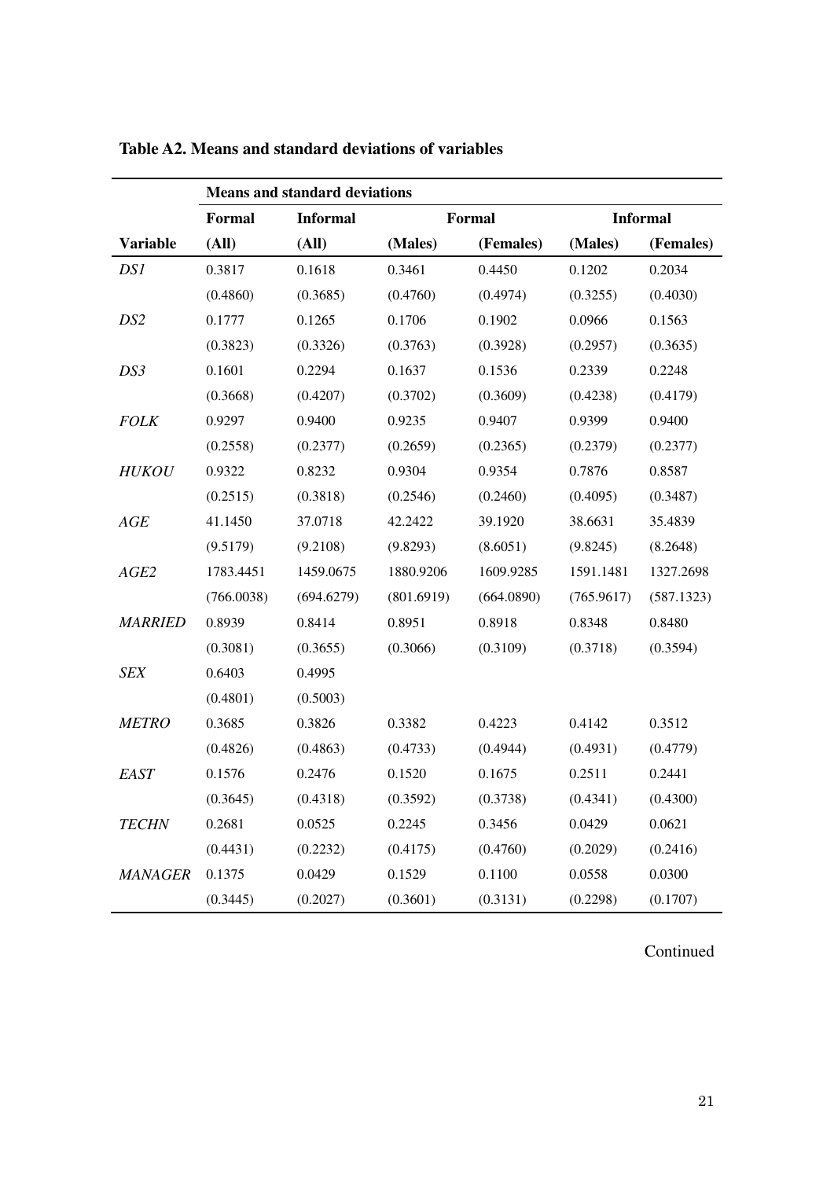**Table A2. Means and standard deviations of variables**

| | Means and standard deviations | | | | | |
|---|---|---|---|---|---|---|
| | **Formal** | **Informal** | **Formal** | | **Informal** | |
| **Variable** | **(All)** | **(All)** | **(Males)** | **(Females)** | **(Males)** | **(Females)** |
| *DS1* | 0.3817 | 0.1618 | 0.3461 | 0.4450 | 0.1202 | 0.2034 |
| | (0.4860) | (0.3685) | (0.4760) | (0.4974) | (0.3255) | (0.4030) |
| *DS2* | 0.1777 | 0.1265 | 0.1706 | 0.1902 | 0.0966 | 0.1563 |
| | (0.3823) | (0.3326) | (0.3763) | (0.3928) | (0.2957) | (0.3635) |
| *DS3* | 0.1601 | 0.2294 | 0.1637 | 0.1536 | 0.2339 | 0.2248 |
| | (0.3668) | (0.4207) | (0.3702) | (0.3609) | (0.4238) | (0.4179) |
| *FOLK* | 0.9297 | 0.9400 | 0.9235 | 0.9407 | 0.9399 | 0.9400 |
| | (0.2558) | (0.2377) | (0.2659) | (0.2365) | (0.2379) | (0.2377) |
| *HUKOU* | 0.9322 | 0.8232 | 0.9304 | 0.9354 | 0.7876 | 0.8587 |
| | (0.2515) | (0.3818) | (0.2546) | (0.2460) | (0.4095) | (0.3487) |
| *AGE* | 41.1450 | 37.0718 | 42.2422 | 39.1920 | 38.6631 | 35.4839 |
| | (9.5179) | (9.2108) | (9.8293) | (8.6051) | (9.8245) | (8.2648) |
| *AGE2* | 1783.4451 | 1459.0675 | 1880.9206 | 1609.9285 | 1591.1481 | 1327.2698 |
| | (766.0038) | (694.6279) | (801.6919) | (664.0890) | (765.9617) | (587.1323) |
| *MARRIED* | 0.8939 | 0.8414 | 0.8951 | 0.8918 | 0.8348 | 0.8480 |
| | (0.3081) | (0.3655) | (0.3066) | (0.3109) | (0.3718) | (0.3594) |
| *SEX* | 0.6403 | 0.4995 | | | | |
| | (0.4801) | (0.5003) | | | | |
| *METRO* | 0.3685 | 0.3826 | 0.3382 | 0.4223 | 0.4142 | 0.3512 |
| | (0.4826) | (0.4863) | (0.4733) | (0.4944) | (0.4931) | (0.4779) |
| *EAST* | 0.1576 | 0.2476 | 0.1520 | 0.1675 | 0.2511 | 0.2441 |
| | (0.3645) | (0.4318) | (0.3592) | (0.3738) | (0.4341) | (0.4300) |
| *TECHN* | 0.2681 | 0.0525 | 0.2245 | 0.3456 | 0.0429 | 0.0621 |
| | (0.4431) | (0.2232) | (0.4175) | (0.4760) | (0.2029) | (0.2416) |
| *MANAGER* | 0.1375 | 0.0429 | 0.1529 | 0.1100 | 0.0558 | 0.0300 |
| | (0.3445) | (0.2027) | (0.3601) | (0.3131) | (0.2298) | (0.1707) |

Continued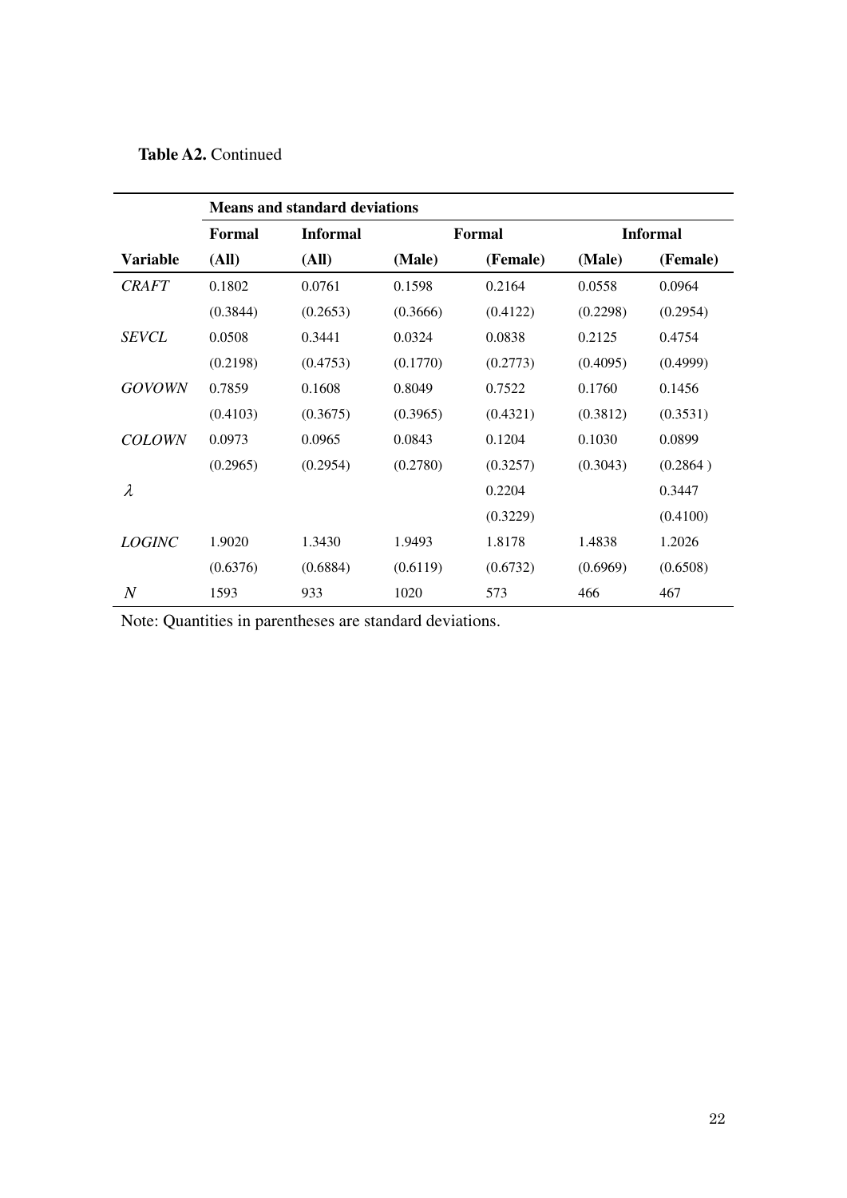**Table A2.** Continued

| | Means and standard deviations | | | | | |
|---|---|---|---|---|---|---|
| | **Formal** | **Informal** | **Formal** | | **Informal** | |
| **Variable** | **(All)** | **(All)** | **(Male)** | **(Female)** | **(Male)** | **(Female)** |
| *CRAFT* | 0.1802 | 0.0761 | 0.1598 | 0.2164 | 0.0558 | 0.0964 |
| | (0.3844) | (0.2653) | (0.3666) | (0.4122) | (0.2298) | (0.2954) |
| *SEVCL* | 0.0508 | 0.3441 | 0.0324 | 0.0838 | 0.2125 | 0.4754 |
| | (0.2198) | (0.4753) | (0.1770) | (0.2773) | (0.4095) | (0.4999) |
| *GOVOWN* | 0.7859 | 0.1608 | 0.8049 | 0.7522 | 0.1760 | 0.1456 |
| | (0.4103) | (0.3675) | (0.3965) | (0.4321) | (0.3812) | (0.3531) |
| *COLOWN* | 0.0973 | 0.0965 | 0.0843 | 0.1204 | 0.1030 | 0.0899 |
| | (0.2965) | (0.2954) | (0.2780) | (0.3257) | (0.3043) | (0.2864 ) |
| $\lambda$ | | | | 0.2204 | | 0.3447 |
| | | | | (0.3229) | | (0.4100) |
| *LOGINC* | 1.9020 | 1.3430 | 1.9493 | 1.8178 | 1.4838 | 1.2026 |
| | (0.6376) | (0.6884) | (0.6119) | (0.6732) | (0.6969) | (0.6508) |
| $N$ | 1593 | 933 | 1020 | 573 | 466 | 467 |

Note: Quantities in parentheses are standard deviations.